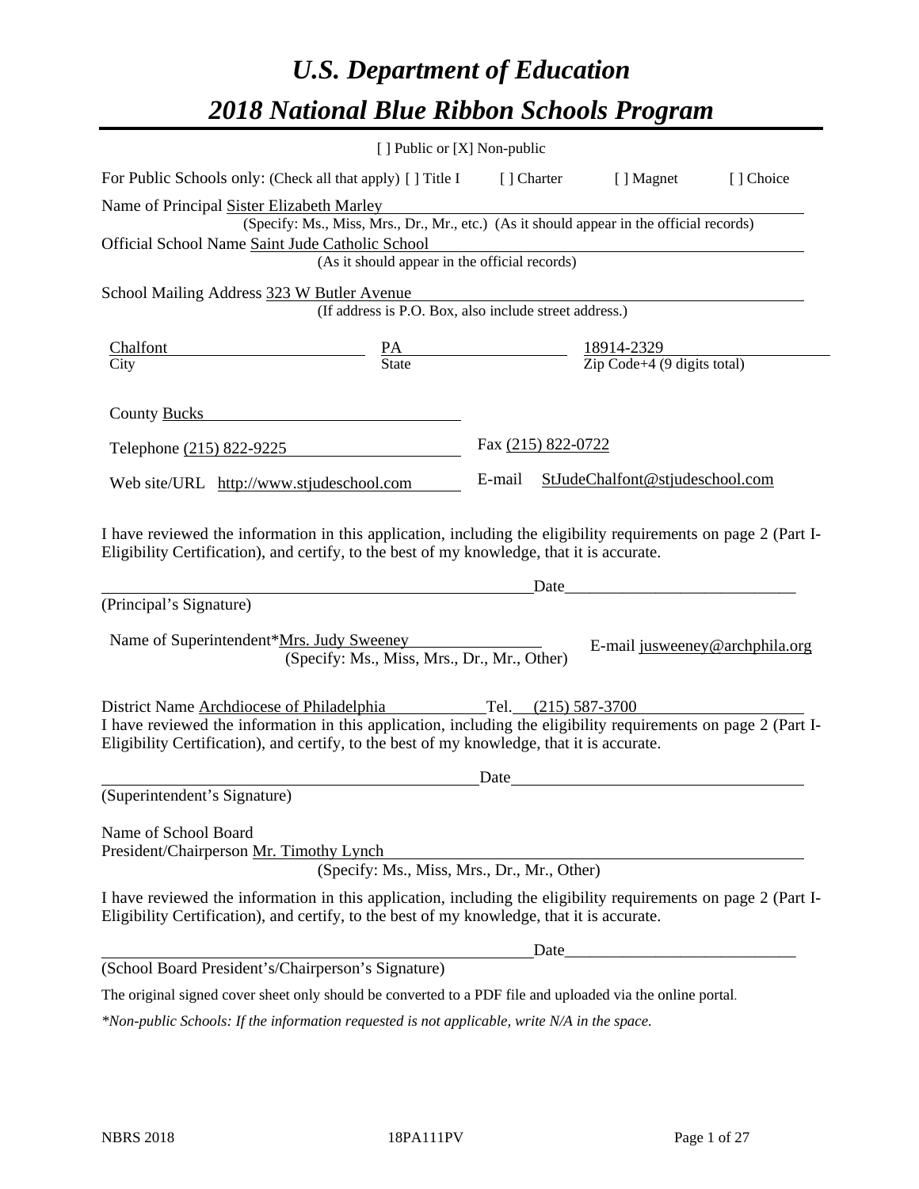# *U.S. Department of Education*

# *2018 National Blue Ribbon Schools Program*

[ ] Public or [X] Non-public

For Public Schools only: (Check all that apply) [ ] Title I [ ] Charter [ ] Magnet [ ] Choice

Name of Principal Sister Elizabeth Marley
(Specify: Ms., Miss, Mrs., Dr., Mr., etc.) (As it should appear in the official records)

Official School Name Saint Jude Catholic School
(As it should appear in the official records)

School Mailing Address 323 W Butler Avenue
(If address is P.O. Box, also include street address.)

| City | State | Zip Code+4 (9 digits total) |
|---|---|---|
| Chalfont | PA | 18914-2329 |

County Bucks

Telephone (215) 822-9225 Fax (215) 822-0722

Web site/URL http://www.stjudeschool.com E-mail StJudeChalfont@stjudeschool.com

I have reviewed the information in this application, including the eligibility requirements on page 2 (Part I-Eligibility Certification), and certify, to the best of my knowledge, that it is accurate.

_______________________________________________ Date_________________________

(Principal's Signature)

Name of Superintendent*Mrs. Judy Sweeney E-mail jusweeney@archphila.org
(Specify: Ms., Miss, Mrs., Dr., Mr., Other)

District Name Archdiocese of Philadelphia Tel. (215) 587-3700

I have reviewed the information in this application, including the eligibility requirements on page 2 (Part I-Eligibility Certification), and certify, to the best of my knowledge, that it is accurate.

_______________________________________________ Date_________________________

(Superintendent's Signature)

Name of School Board
President/Chairperson Mr. Timothy Lynch
(Specify: Ms., Miss, Mrs., Dr., Mr., Other)

I have reviewed the information in this application, including the eligibility requirements on page 2 (Part I-Eligibility Certification), and certify, to the best of my knowledge, that it is accurate.

_______________________________________________ Date_________________________

(School Board President's/Chairperson's Signature)

The original signed cover sheet only should be converted to a PDF file and uploaded via the online portal.

*\*Non-public Schools: If the information requested is not applicable, write N/A in the space.*

NBRS 2018 18PA111PV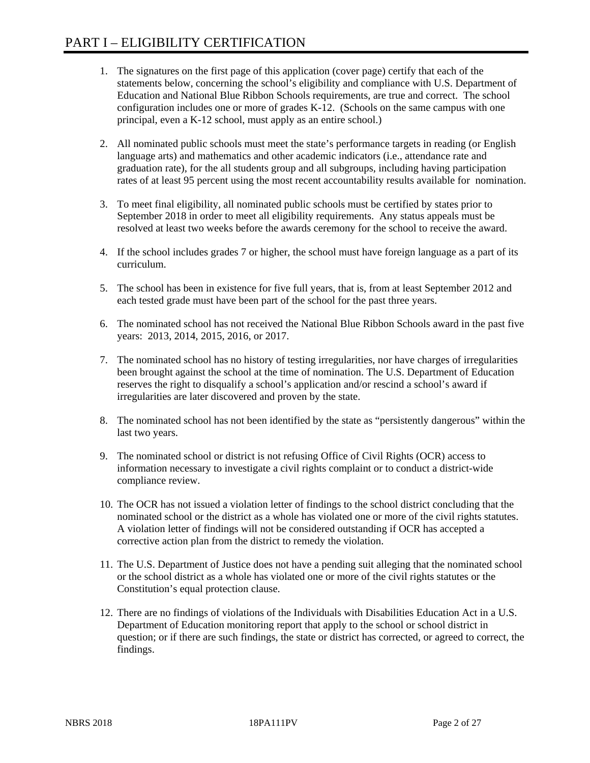# PART I – ELIGIBILITY CERTIFICATION

1. The signatures on the first page of this application (cover page) certify that each of the statements below, concerning the school's eligibility and compliance with U.S. Department of Education and National Blue Ribbon Schools requirements, are true and correct. The school configuration includes one or more of grades K-12. (Schools on the same campus with one principal, even a K-12 school, must apply as an entire school.)

2. All nominated public schools must meet the state's performance targets in reading (or English language arts) and mathematics and other academic indicators (i.e., attendance rate and graduation rate), for the all students group and all subgroups, including having participation rates of at least 95 percent using the most recent accountability results available for nomination.

3. To meet final eligibility, all nominated public schools must be certified by states prior to September 2018 in order to meet all eligibility requirements. Any status appeals must be resolved at least two weeks before the awards ceremony for the school to receive the award.

4. If the school includes grades 7 or higher, the school must have foreign language as a part of its curriculum.

5. The school has been in existence for five full years, that is, from at least September 2012 and each tested grade must have been part of the school for the past three years.

6. The nominated school has not received the National Blue Ribbon Schools award in the past five years: 2013, 2014, 2015, 2016, or 2017.

7. The nominated school has no history of testing irregularities, nor have charges of irregularities been brought against the school at the time of nomination. The U.S. Department of Education reserves the right to disqualify a school's application and/or rescind a school's award if irregularities are later discovered and proven by the state.

8. The nominated school has not been identified by the state as "persistently dangerous" within the last two years.

9. The nominated school or district is not refusing Office of Civil Rights (OCR) access to information necessary to investigate a civil rights complaint or to conduct a district-wide compliance review.

10. The OCR has not issued a violation letter of findings to the school district concluding that the nominated school or the district as a whole has violated one or more of the civil rights statutes. A violation letter of findings will not be considered outstanding if OCR has accepted a corrective action plan from the district to remedy the violation.

11. The U.S. Department of Justice does not have a pending suit alleging that the nominated school or the school district as a whole has violated one or more of the civil rights statutes or the Constitution's equal protection clause.

12. There are no findings of violations of the Individuals with Disabilities Education Act in a U.S. Department of Education monitoring report that apply to the school or school district in question; or if there are such findings, the state or district has corrected, or agreed to correct, the findings.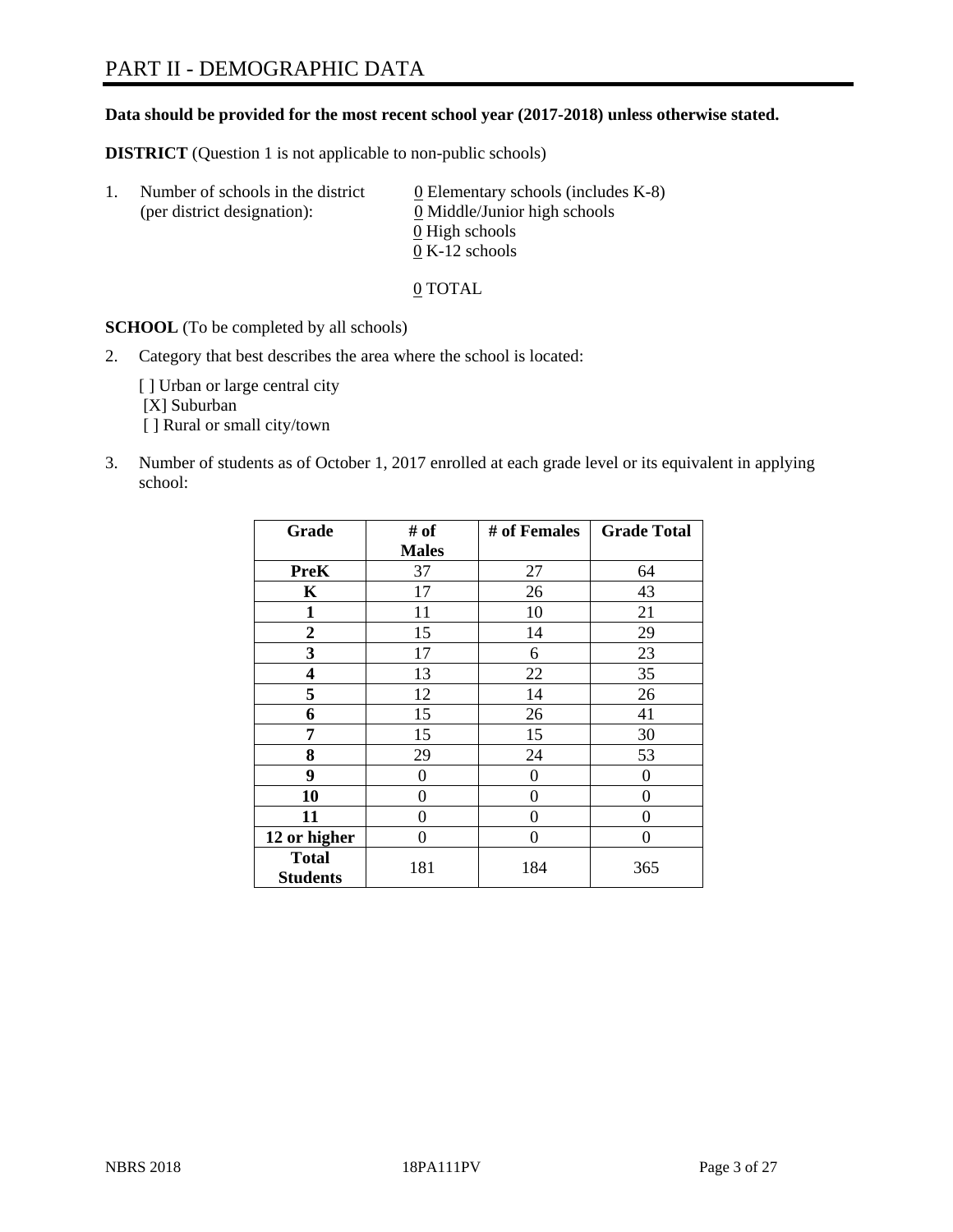# PART II - DEMOGRAPHIC DATA

**Data should be provided for the most recent school year (2017-2018) unless otherwise stated.**

**DISTRICT** (Question 1 is not applicable to non-public schools)

1. Number of schools in the district (per district designation):
   0 Elementary schools (includes K-8)
   0 Middle/Junior high schools
   0 High schools
   0 K-12 schools

   0 TOTAL

**SCHOOL** (To be completed by all schools)

2. Category that best describes the area where the school is located:

   [ ] Urban or large central city
   [X] Suburban
   [ ] Rural or small city/town

3. Number of students as of October 1, 2017 enrolled at each grade level or its equivalent in applying school:

| Grade | # of Males | # of Females | Grade Total |
|---|---|---|---|
| **PreK** | 37 | 27 | 64 |
| **K** | 17 | 26 | 43 |
| **1** | 11 | 10 | 21 |
| **2** | 15 | 14 | 29 |
| **3** | 17 | 6 | 23 |
| **4** | 13 | 22 | 35 |
| **5** | 12 | 14 | 26 |
| **6** | 15 | 26 | 41 |
| **7** | 15 | 15 | 30 |
| **8** | 29 | 24 | 53 |
| **9** | 0 | 0 | 0 |
| **10** | 0 | 0 | 0 |
| **11** | 0 | 0 | 0 |
| **12 or higher** | 0 | 0 | 0 |
| **Total Students** | 181 | 184 | 365 |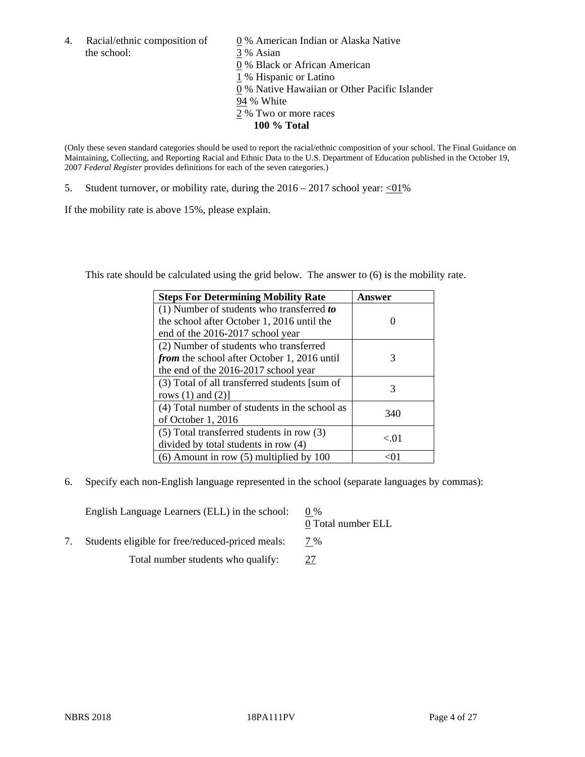4. Racial/ethnic composition of the school:

0 % American Indian or Alaska Native
3 % Asian
0 % Black or African American
1 % Hispanic or Latino
0 % Native Hawaiian or Other Pacific Islander
94 % White
2 % Two or more races
**100 % Total**

(Only these seven standard categories should be used to report the racial/ethnic composition of your school. The Final Guidance on Maintaining, Collecting, and Reporting Racial and Ethnic Data to the U.S. Department of Education published in the October 19, 2007 *Federal Register* provides definitions for each of the seven categories.)

5. Student turnover, or mobility rate, during the 2016 – 2017 school year: <01%

If the mobility rate is above 15%, please explain.

This rate should be calculated using the grid below. The answer to (6) is the mobility rate.

| Steps For Determining Mobility Rate | Answer |
|---|---|
| (1) Number of students who transferred ***to*** the school after October 1, 2016 until the end of the 2016-2017 school year | 0 |
| (2) Number of students who transferred ***from*** the school after October 1, 2016 until the end of the 2016-2017 school year | 3 |
| (3) Total of all transferred students [sum of rows (1) and (2)] | 3 |
| (4) Total number of students in the school as of October 1, 2016 | 340 |
| (5) Total transferred students in row (3) divided by total students in row (4) | <.01 |
| (6) Amount in row (5) multiplied by 100 | <01 |

6. Specify each non-English language represented in the school (separate languages by commas):

English Language Learners (ELL) in the school: 0 %
0 Total number ELL

7. Students eligible for free/reduced-priced meals: 7 %

Total number students who qualify: 27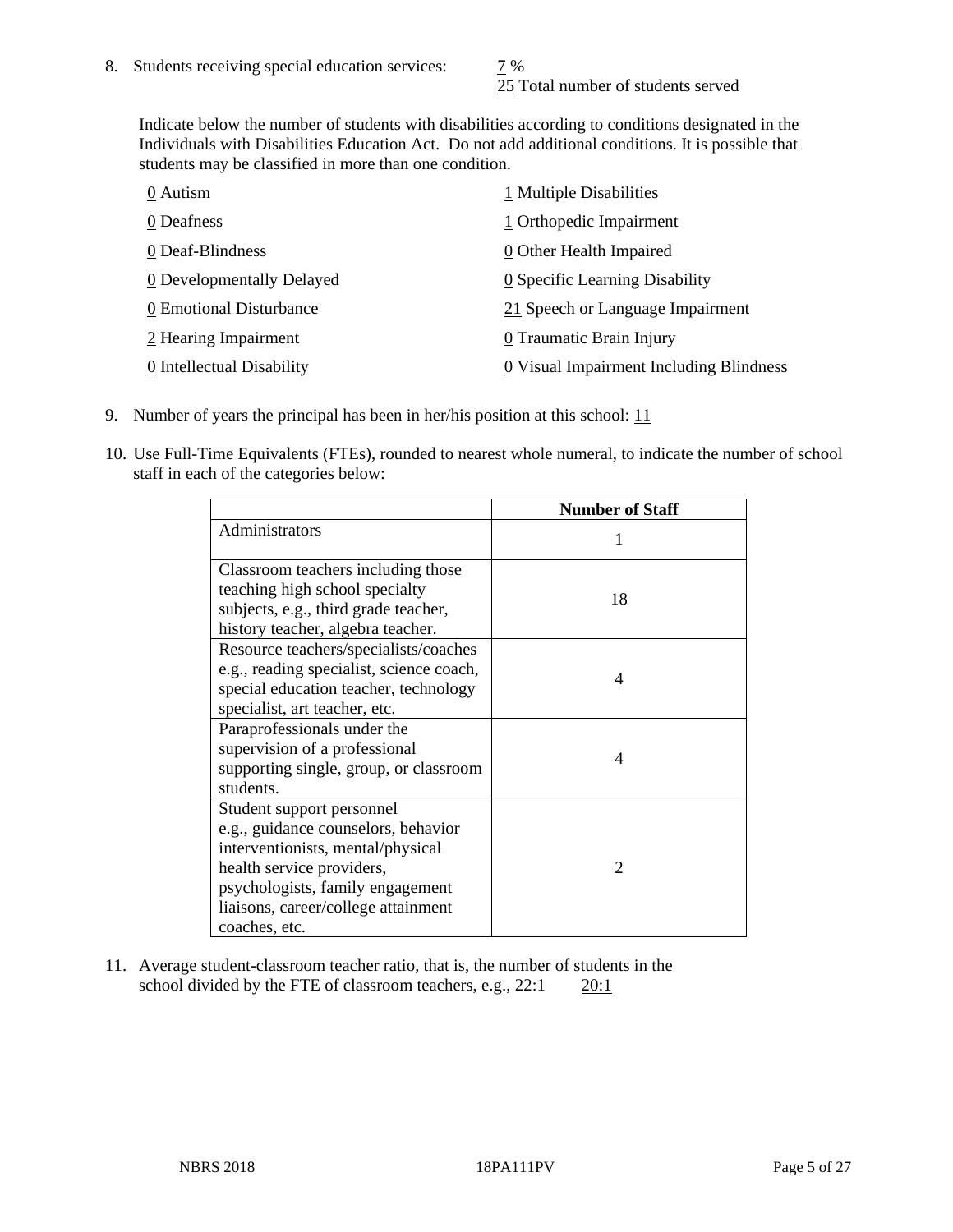8. Students receiving special education services: 7 %
25 Total number of students served

Indicate below the number of students with disabilities according to conditions designated in the Individuals with Disabilities Education Act. Do not add additional conditions. It is possible that students may be classified in more than one condition.

0 Autism
0 Deafness
0 Deaf-Blindness
0 Developmentally Delayed
0 Emotional Disturbance
2 Hearing Impairment
0 Intellectual Disability
1 Multiple Disabilities
1 Orthopedic Impairment
0 Other Health Impaired
0 Specific Learning Disability
21 Speech or Language Impairment
0 Traumatic Brain Injury
0 Visual Impairment Including Blindness

9. Number of years the principal has been in her/his position at this school: 11

10. Use Full-Time Equivalents (FTEs), rounded to nearest whole numeral, to indicate the number of school staff in each of the categories below:

| | Number of Staff |
|---|---|
| Administrators | 1 |
| Classroom teachers including those teaching high school specialty subjects, e.g., third grade teacher, history teacher, algebra teacher. | 18 |
| Resource teachers/specialists/coaches e.g., reading specialist, science coach, special education teacher, technology specialist, art teacher, etc. | 4 |
| Paraprofessionals under the supervision of a professional supporting single, group, or classroom students. | 4 |
| Student support personnel e.g., guidance counselors, behavior interventionists, mental/physical health service providers, psychologists, family engagement liaisons, career/college attainment coaches, etc. | 2 |

11. Average student-classroom teacher ratio, that is, the number of students in the school divided by the FTE of classroom teachers, e.g., 22:1 20:1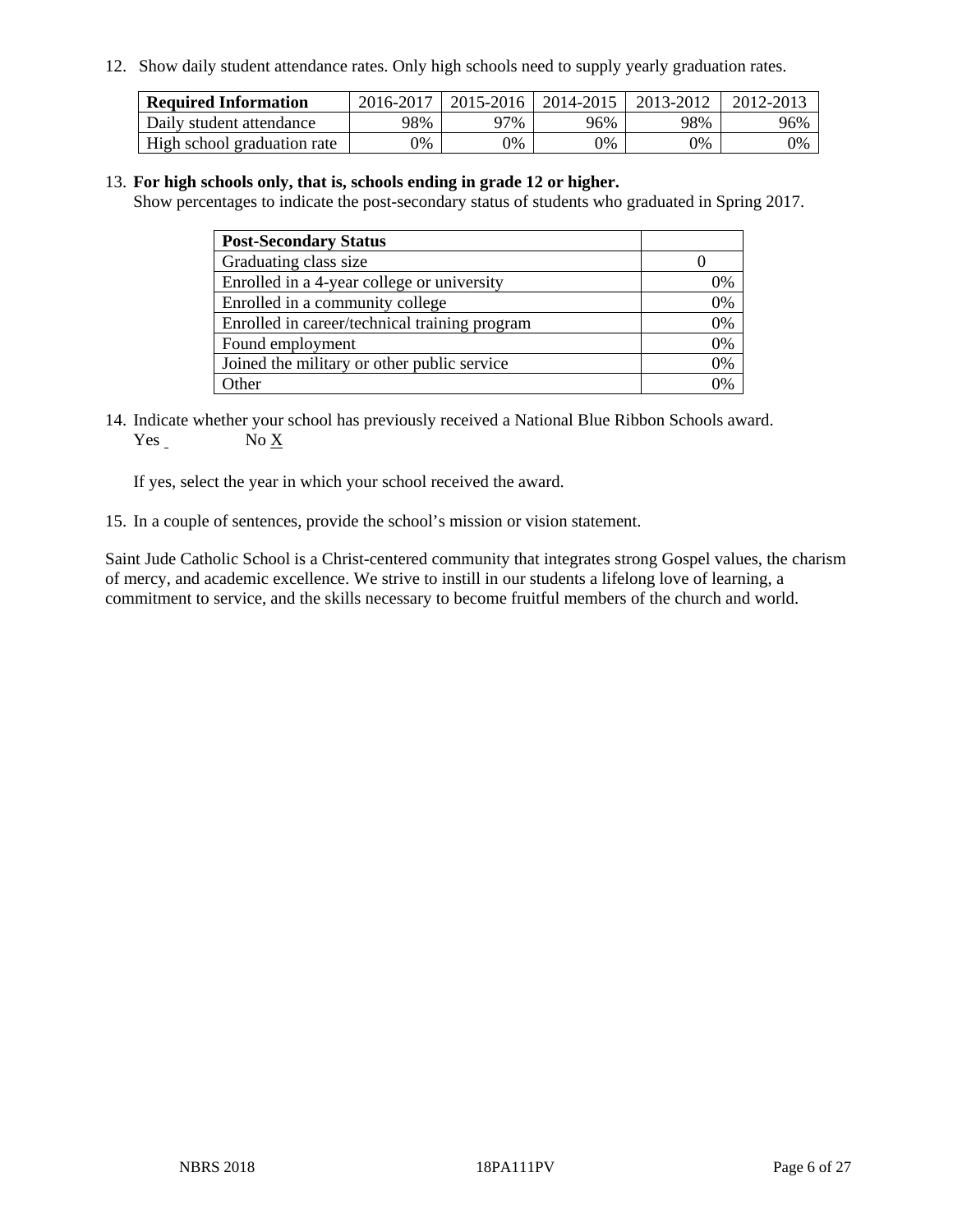12. Show daily student attendance rates. Only high schools need to supply yearly graduation rates.

| Required Information | 2016-2017 | 2015-2016 | 2014-2015 | 2013-2012 | 2012-2013 |
|---|---|---|---|---|---|
| Daily student attendance | 98% | 97% | 96% | 98% | 96% |
| High school graduation rate | 0% | 0% | 0% | 0% | 0% |

13. **For high schools only, that is, schools ending in grade 12 or higher.**
Show percentages to indicate the post-secondary status of students who graduated in Spring 2017.

| Post-Secondary Status | |
|---|---|
| Graduating class size | 0 |
| Enrolled in a 4-year college or university | 0% |
| Enrolled in a community college | 0% |
| Enrolled in career/technical training program | 0% |
| Found employment | 0% |
| Joined the military or other public service | 0% |
| Other | 0% |

14. Indicate whether your school has previously received a National Blue Ribbon Schools award.
Yes ___ No X

If yes, select the year in which your school received the award.

15. In a couple of sentences, provide the school's mission or vision statement.

Saint Jude Catholic School is a Christ-centered community that integrates strong Gospel values, the charism of mercy, and academic excellence. We strive to instill in our students a lifelong love of learning, a commitment to service, and the skills necessary to become fruitful members of the church and world.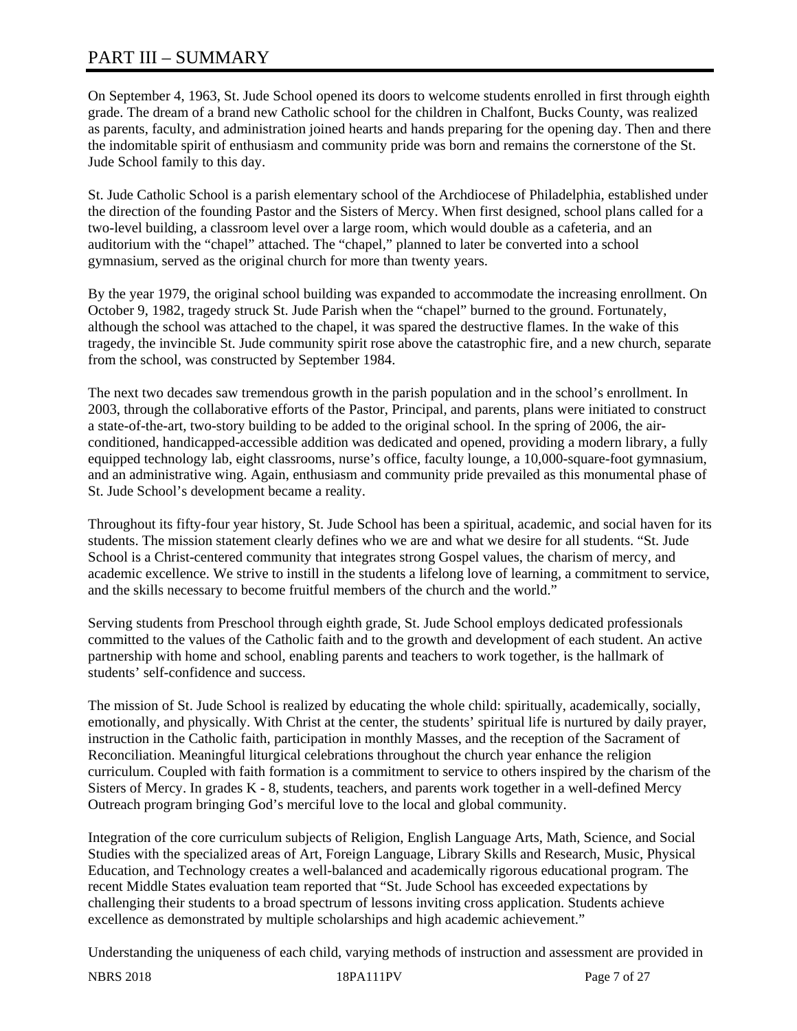# PART III – SUMMARY

On September 4, 1963, St. Jude School opened its doors to welcome students enrolled in first through eighth grade. The dream of a brand new Catholic school for the children in Chalfont, Bucks County, was realized as parents, faculty, and administration joined hearts and hands preparing for the opening day. Then and there the indomitable spirit of enthusiasm and community pride was born and remains the cornerstone of the St. Jude School family to this day.

St. Jude Catholic School is a parish elementary school of the Archdiocese of Philadelphia, established under the direction of the founding Pastor and the Sisters of Mercy. When first designed, school plans called for a two-level building, a classroom level over a large room, which would double as a cafeteria, and an auditorium with the "chapel" attached. The "chapel," planned to later be converted into a school gymnasium, served as the original church for more than twenty years.

By the year 1979, the original school building was expanded to accommodate the increasing enrollment. On October 9, 1982, tragedy struck St. Jude Parish when the "chapel" burned to the ground. Fortunately, although the school was attached to the chapel, it was spared the destructive flames. In the wake of this tragedy, the invincible St. Jude community spirit rose above the catastrophic fire, and a new church, separate from the school, was constructed by September 1984.

The next two decades saw tremendous growth in the parish population and in the school's enrollment. In 2003, through the collaborative efforts of the Pastor, Principal, and parents, plans were initiated to construct a state-of-the-art, two-story building to be added to the original school. In the spring of 2006, the air-conditioned, handicapped-accessible addition was dedicated and opened, providing a modern library, a fully equipped technology lab, eight classrooms, nurse's office, faculty lounge, a 10,000-square-foot gymnasium, and an administrative wing. Again, enthusiasm and community pride prevailed as this monumental phase of St. Jude School's development became a reality.

Throughout its fifty-four year history, St. Jude School has been a spiritual, academic, and social haven for its students. The mission statement clearly defines who we are and what we desire for all students. "St. Jude School is a Christ-centered community that integrates strong Gospel values, the charism of mercy, and academic excellence. We strive to instill in the students a lifelong love of learning, a commitment to service, and the skills necessary to become fruitful members of the church and the world."

Serving students from Preschool through eighth grade, St. Jude School employs dedicated professionals committed to the values of the Catholic faith and to the growth and development of each student. An active partnership with home and school, enabling parents and teachers to work together, is the hallmark of students' self-confidence and success.

The mission of St. Jude School is realized by educating the whole child: spiritually, academically, socially, emotionally, and physically. With Christ at the center, the students' spiritual life is nurtured by daily prayer, instruction in the Catholic faith, participation in monthly Masses, and the reception of the Sacrament of Reconciliation. Meaningful liturgical celebrations throughout the church year enhance the religion curriculum. Coupled with faith formation is a commitment to service to others inspired by the charism of the Sisters of Mercy. In grades K - 8, students, teachers, and parents work together in a well-defined Mercy Outreach program bringing God's merciful love to the local and global community.

Integration of the core curriculum subjects of Religion, English Language Arts, Math, Science, and Social Studies with the specialized areas of Art, Foreign Language, Library Skills and Research, Music, Physical Education, and Technology creates a well-balanced and academically rigorous educational program. The recent Middle States evaluation team reported that "St. Jude School has exceeded expectations by challenging their students to a broad spectrum of lessons inviting cross application. Students achieve excellence as demonstrated by multiple scholarships and high academic achievement."

Understanding the uniqueness of each child, varying methods of instruction and assessment are provided in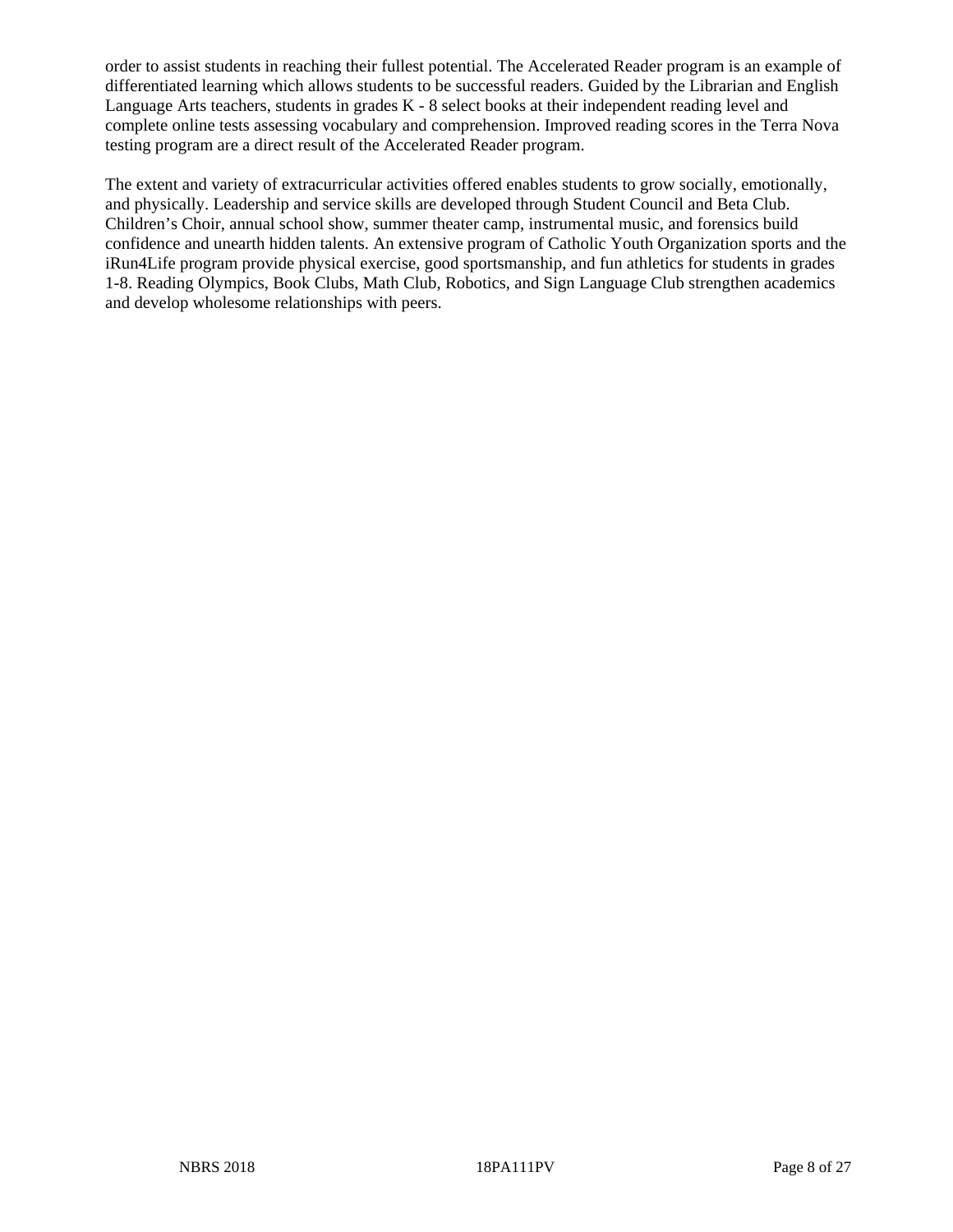order to assist students in reaching their fullest potential. The Accelerated Reader program is an example of differentiated learning which allows students to be successful readers. Guided by the Librarian and English Language Arts teachers, students in grades K - 8 select books at their independent reading level and complete online tests assessing vocabulary and comprehension. Improved reading scores in the Terra Nova testing program are a direct result of the Accelerated Reader program.

The extent and variety of extracurricular activities offered enables students to grow socially, emotionally, and physically. Leadership and service skills are developed through Student Council and Beta Club. Children's Choir, annual school show, summer theater camp, instrumental music, and forensics build confidence and unearth hidden talents. An extensive program of Catholic Youth Organization sports and the iRun4Life program provide physical exercise, good sportsmanship, and fun athletics for students in grades 1-8. Reading Olympics, Book Clubs, Math Club, Robotics, and Sign Language Club strengthen academics and develop wholesome relationships with peers.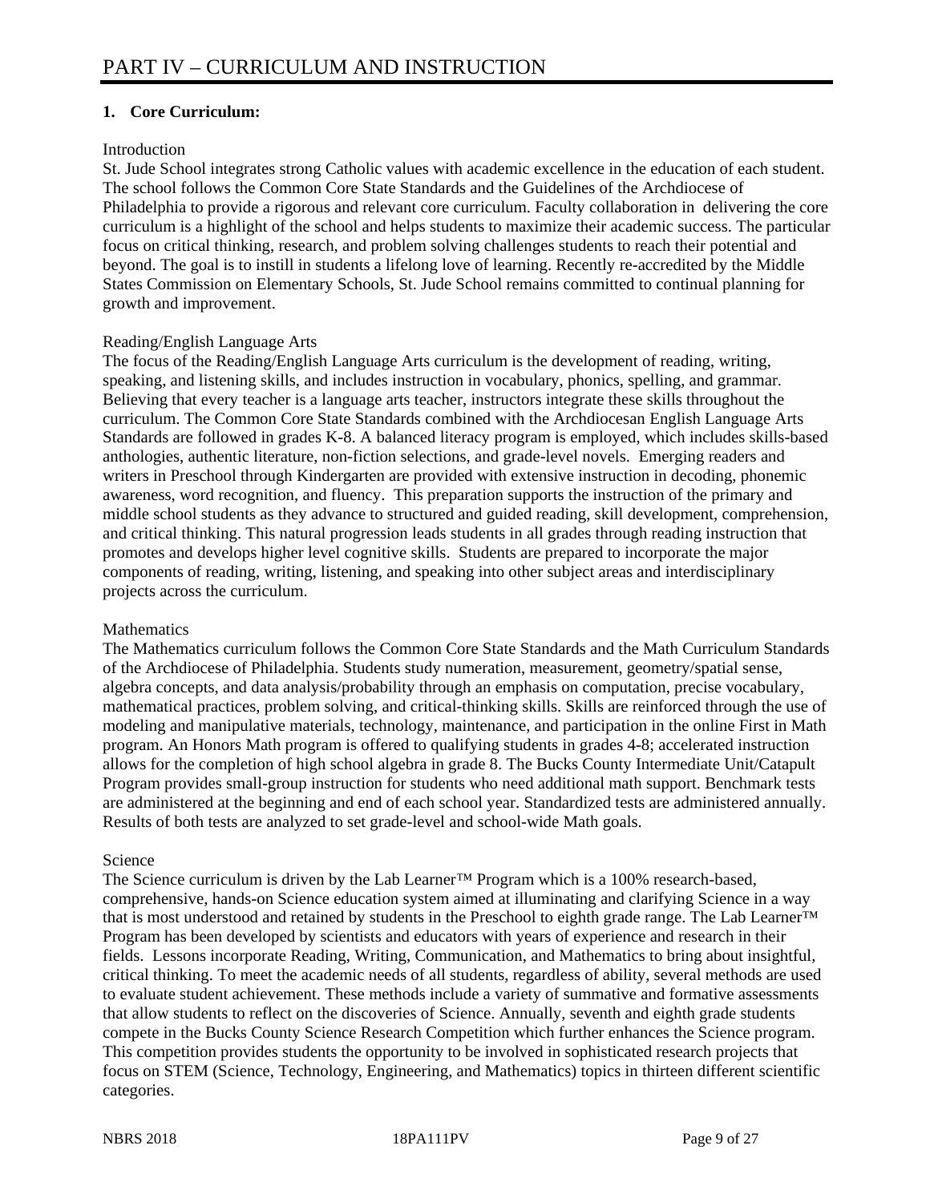# PART IV – CURRICULUM AND INSTRUCTION

**1. Core Curriculum:**

Introduction

St. Jude School integrates strong Catholic values with academic excellence in the education of each student. The school follows the Common Core State Standards and the Guidelines of the Archdiocese of Philadelphia to provide a rigorous and relevant core curriculum. Faculty collaboration in delivering the core curriculum is a highlight of the school and helps students to maximize their academic success. The particular focus on critical thinking, research, and problem solving challenges students to reach their potential and beyond. The goal is to instill in students a lifelong love of learning. Recently re-accredited by the Middle States Commission on Elementary Schools, St. Jude School remains committed to continual planning for growth and improvement.

Reading/English Language Arts

The focus of the Reading/English Language Arts curriculum is the development of reading, writing, speaking, and listening skills, and includes instruction in vocabulary, phonics, spelling, and grammar. Believing that every teacher is a language arts teacher, instructors integrate these skills throughout the curriculum. The Common Core State Standards combined with the Archdiocesan English Language Arts Standards are followed in grades K-8. A balanced literacy program is employed, which includes skills-based anthologies, authentic literature, non-fiction selections, and grade-level novels. Emerging readers and writers in Preschool through Kindergarten are provided with extensive instruction in decoding, phonemic awareness, word recognition, and fluency. This preparation supports the instruction of the primary and middle school students as they advance to structured and guided reading, skill development, comprehension, and critical thinking. This natural progression leads students in all grades through reading instruction that promotes and develops higher level cognitive skills. Students are prepared to incorporate the major components of reading, writing, listening, and speaking into other subject areas and interdisciplinary projects across the curriculum.

Mathematics

The Mathematics curriculum follows the Common Core State Standards and the Math Curriculum Standards of the Archdiocese of Philadelphia. Students study numeration, measurement, geometry/spatial sense, algebra concepts, and data analysis/probability through an emphasis on computation, precise vocabulary, mathematical practices, problem solving, and critical-thinking skills. Skills are reinforced through the use of modeling and manipulative materials, technology, maintenance, and participation in the online First in Math program. An Honors Math program is offered to qualifying students in grades 4-8; accelerated instruction allows for the completion of high school algebra in grade 8. The Bucks County Intermediate Unit/Catapult Program provides small-group instruction for students who need additional math support. Benchmark tests are administered at the beginning and end of each school year. Standardized tests are administered annually. Results of both tests are analyzed to set grade-level and school-wide Math goals.

Science

The Science curriculum is driven by the Lab Learner™ Program which is a 100% research-based, comprehensive, hands-on Science education system aimed at illuminating and clarifying Science in a way that is most understood and retained by students in the Preschool to eighth grade range. The Lab Learner™ Program has been developed by scientists and educators with years of experience and research in their fields. Lessons incorporate Reading, Writing, Communication, and Mathematics to bring about insightful, critical thinking. To meet the academic needs of all students, regardless of ability, several methods are used to evaluate student achievement. These methods include a variety of summative and formative assessments that allow students to reflect on the discoveries of Science. Annually, seventh and eighth grade students compete in the Bucks County Science Research Competition which further enhances the Science program. This competition provides students the opportunity to be involved in sophisticated research projects that focus on STEM (Science, Technology, Engineering, and Mathematics) topics in thirteen different scientific categories.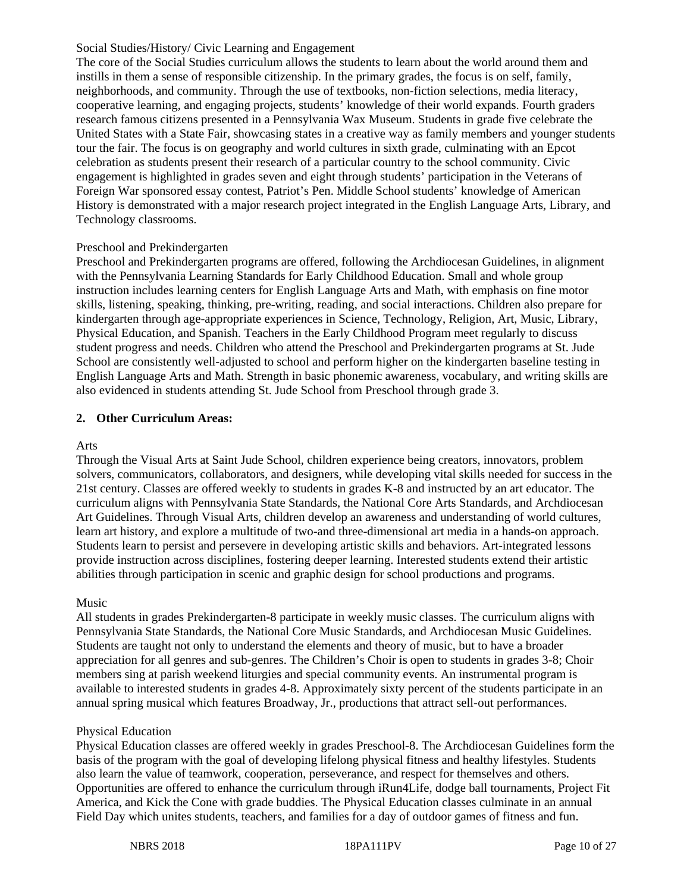Social Studies/History/ Civic Learning and Engagement

The core of the Social Studies curriculum allows the students to learn about the world around them and instills in them a sense of responsible citizenship. In the primary grades, the focus is on self, family, neighborhoods, and community. Through the use of textbooks, non-fiction selections, media literacy, cooperative learning, and engaging projects, students' knowledge of their world expands. Fourth graders research famous citizens presented in a Pennsylvania Wax Museum. Students in grade five celebrate the United States with a State Fair, showcasing states in a creative way as family members and younger students tour the fair. The focus is on geography and world cultures in sixth grade, culminating with an Epcot celebration as students present their research of a particular country to the school community. Civic engagement is highlighted in grades seven and eight through students' participation in the Veterans of Foreign War sponsored essay contest, Patriot's Pen. Middle School students' knowledge of American History is demonstrated with a major research project integrated in the English Language Arts, Library, and Technology classrooms.

Preschool and Prekindergarten

Preschool and Prekindergarten programs are offered, following the Archdiocesan Guidelines, in alignment with the Pennsylvania Learning Standards for Early Childhood Education. Small and whole group instruction includes learning centers for English Language Arts and Math, with emphasis on fine motor skills, listening, speaking, thinking, pre-writing, reading, and social interactions. Children also prepare for kindergarten through age-appropriate experiences in Science, Technology, Religion, Art, Music, Library, Physical Education, and Spanish. Teachers in the Early Childhood Program meet regularly to discuss student progress and needs. Children who attend the Preschool and Prekindergarten programs at St. Jude School are consistently well-adjusted to school and perform higher on the kindergarten baseline testing in English Language Arts and Math. Strength in basic phonemic awareness, vocabulary, and writing skills are also evidenced in students attending St. Jude School from Preschool through grade 3.

**2. Other Curriculum Areas:**

Arts

Through the Visual Arts at Saint Jude School, children experience being creators, innovators, problem solvers, communicators, collaborators, and designers, while developing vital skills needed for success in the 21st century. Classes are offered weekly to students in grades K-8 and instructed by an art educator. The curriculum aligns with Pennsylvania State Standards, the National Core Arts Standards, and Archdiocesan Art Guidelines. Through Visual Arts, children develop an awareness and understanding of world cultures, learn art history, and explore a multitude of two-and three-dimensional art media in a hands-on approach. Students learn to persist and persevere in developing artistic skills and behaviors. Art-integrated lessons provide instruction across disciplines, fostering deeper learning. Interested students extend their artistic abilities through participation in scenic and graphic design for school productions and programs.

Music

All students in grades Prekindergarten-8 participate in weekly music classes. The curriculum aligns with Pennsylvania State Standards, the National Core Music Standards, and Archdiocesan Music Guidelines. Students are taught not only to understand the elements and theory of music, but to have a broader appreciation for all genres and sub-genres. The Children's Choir is open to students in grades 3-8; Choir members sing at parish weekend liturgies and special community events. An instrumental program is available to interested students in grades 4-8. Approximately sixty percent of the students participate in an annual spring musical which features Broadway, Jr., productions that attract sell-out performances.

Physical Education

Physical Education classes are offered weekly in grades Preschool-8. The Archdiocesan Guidelines form the basis of the program with the goal of developing lifelong physical fitness and healthy lifestyles. Students also learn the value of teamwork, cooperation, perseverance, and respect for themselves and others. Opportunities are offered to enhance the curriculum through iRun4Life, dodge ball tournaments, Project Fit America, and Kick the Cone with grade buddies. The Physical Education classes culminate in an annual Field Day which unites students, teachers, and families for a day of outdoor games of fitness and fun.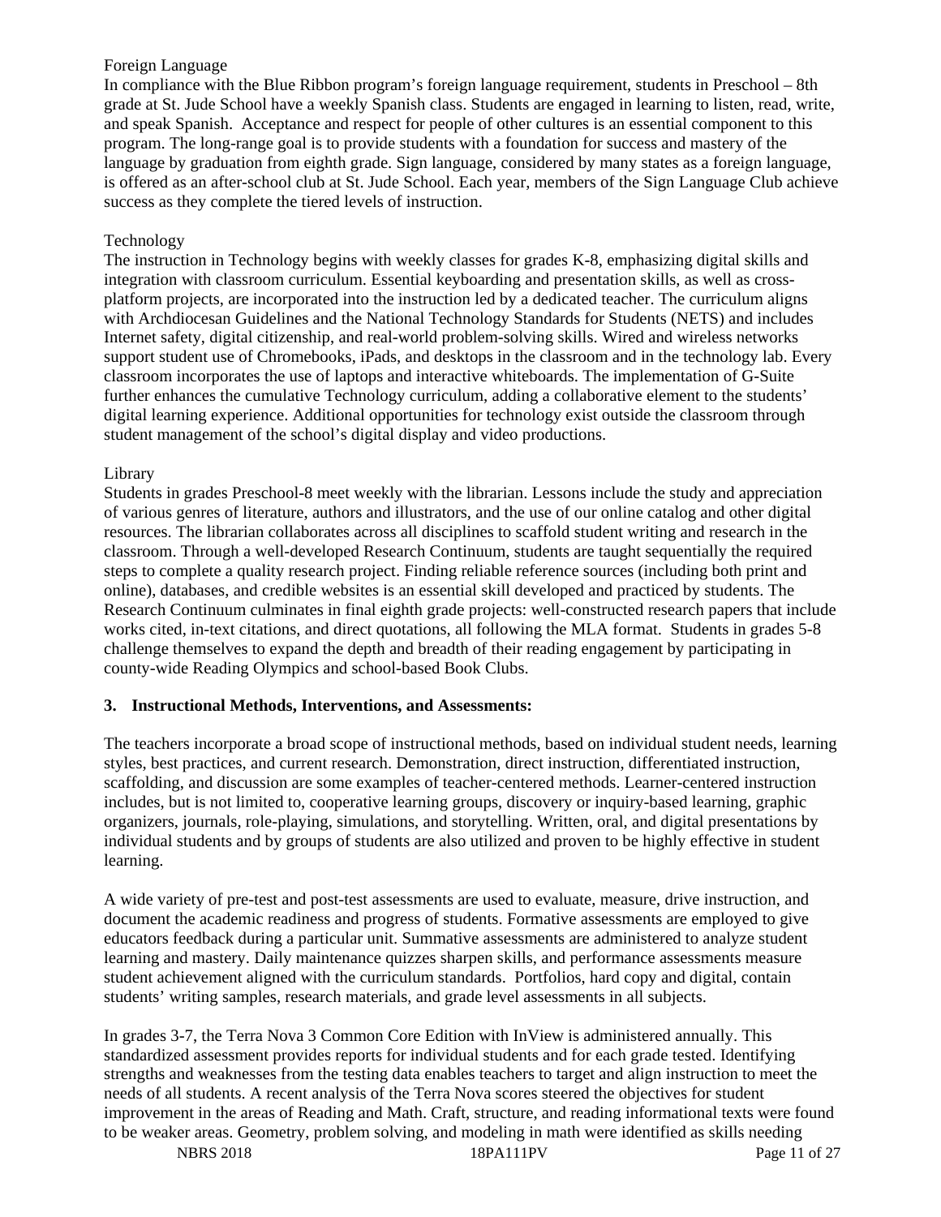Foreign Language

In compliance with the Blue Ribbon program's foreign language requirement, students in Preschool – 8th grade at St. Jude School have a weekly Spanish class. Students are engaged in learning to listen, read, write, and speak Spanish. Acceptance and respect for people of other cultures is an essential component to this program. The long-range goal is to provide students with a foundation for success and mastery of the language by graduation from eighth grade. Sign language, considered by many states as a foreign language, is offered as an after-school club at St. Jude School. Each year, members of the Sign Language Club achieve success as they complete the tiered levels of instruction.

Technology

The instruction in Technology begins with weekly classes for grades K-8, emphasizing digital skills and integration with classroom curriculum. Essential keyboarding and presentation skills, as well as cross-platform projects, are incorporated into the instruction led by a dedicated teacher. The curriculum aligns with Archdiocesan Guidelines and the National Technology Standards for Students (NETS) and includes Internet safety, digital citizenship, and real-world problem-solving skills. Wired and wireless networks support student use of Chromebooks, iPads, and desktops in the classroom and in the technology lab. Every classroom incorporates the use of laptops and interactive whiteboards. The implementation of G-Suite further enhances the cumulative Technology curriculum, adding a collaborative element to the students' digital learning experience. Additional opportunities for technology exist outside the classroom through student management of the school's digital display and video productions.

Library

Students in grades Preschool-8 meet weekly with the librarian. Lessons include the study and appreciation of various genres of literature, authors and illustrators, and the use of our online catalog and other digital resources. The librarian collaborates across all disciplines to scaffold student writing and research in the classroom. Through a well-developed Research Continuum, students are taught sequentially the required steps to complete a quality research project. Finding reliable reference sources (including both print and online), databases, and credible websites is an essential skill developed and practiced by students. The Research Continuum culminates in final eighth grade projects: well-constructed research papers that include works cited, in-text citations, and direct quotations, all following the MLA format. Students in grades 5-8 challenge themselves to expand the depth and breadth of their reading engagement by participating in county-wide Reading Olympics and school-based Book Clubs.

**3. Instructional Methods, Interventions, and Assessments:**

The teachers incorporate a broad scope of instructional methods, based on individual student needs, learning styles, best practices, and current research. Demonstration, direct instruction, differentiated instruction, scaffolding, and discussion are some examples of teacher-centered methods. Learner-centered instruction includes, but is not limited to, cooperative learning groups, discovery or inquiry-based learning, graphic organizers, journals, role-playing, simulations, and storytelling. Written, oral, and digital presentations by individual students and by groups of students are also utilized and proven to be highly effective in student learning.

A wide variety of pre-test and post-test assessments are used to evaluate, measure, drive instruction, and document the academic readiness and progress of students. Formative assessments are employed to give educators feedback during a particular unit. Summative assessments are administered to analyze student learning and mastery. Daily maintenance quizzes sharpen skills, and performance assessments measure student achievement aligned with the curriculum standards. Portfolios, hard copy and digital, contain students' writing samples, research materials, and grade level assessments in all subjects.

In grades 3-7, the Terra Nova 3 Common Core Edition with InView is administered annually. This standardized assessment provides reports for individual students and for each grade tested. Identifying strengths and weaknesses from the testing data enables teachers to target and align instruction to meet the needs of all students. A recent analysis of the Terra Nova scores steered the objectives for student improvement in the areas of Reading and Math. Craft, structure, and reading informational texts were found to be weaker areas. Geometry, problem solving, and modeling in math were identified as skills needing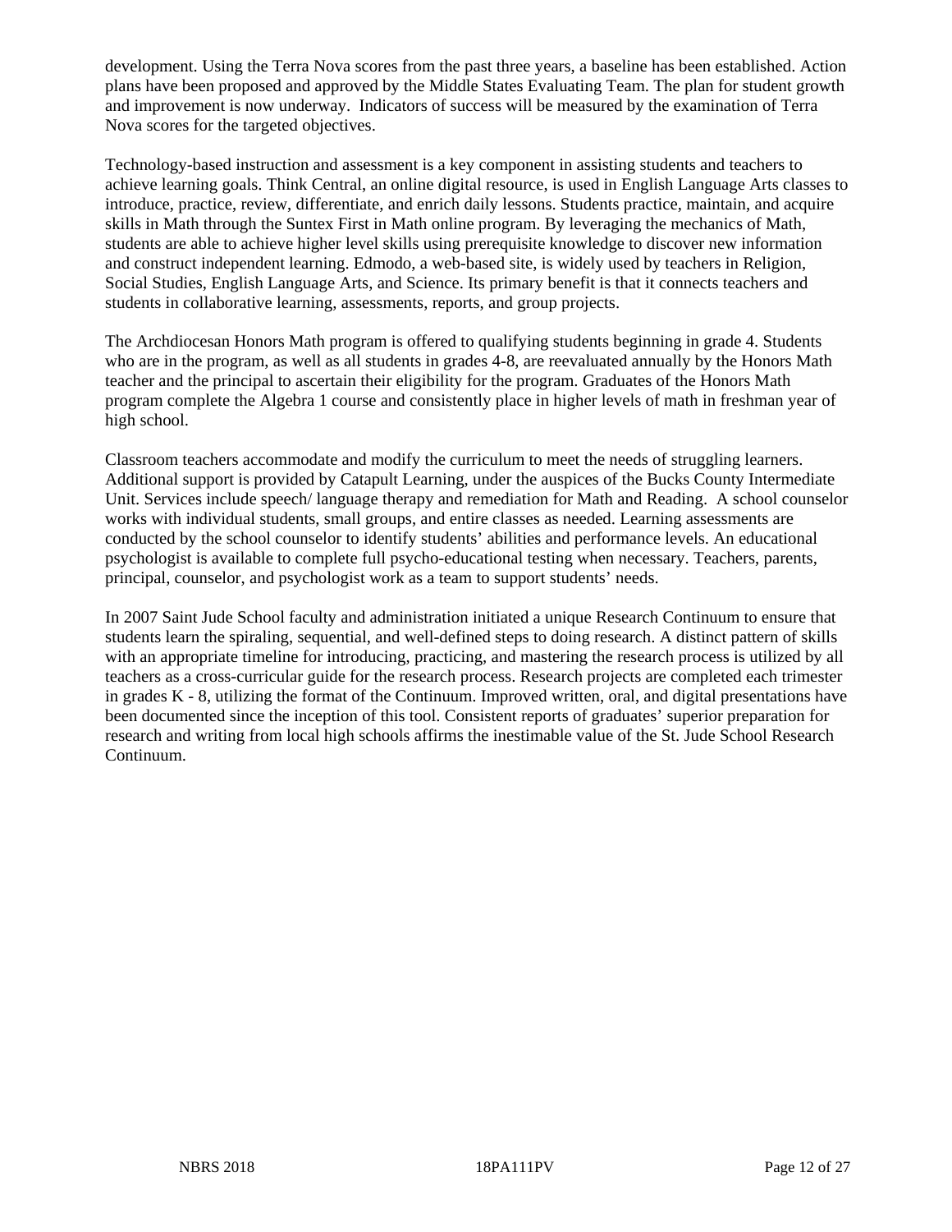development. Using the Terra Nova scores from the past three years, a baseline has been established. Action plans have been proposed and approved by the Middle States Evaluating Team. The plan for student growth and improvement is now underway. Indicators of success will be measured by the examination of Terra Nova scores for the targeted objectives.

Technology-based instruction and assessment is a key component in assisting students and teachers to achieve learning goals. Think Central, an online digital resource, is used in English Language Arts classes to introduce, practice, review, differentiate, and enrich daily lessons. Students practice, maintain, and acquire skills in Math through the Suntex First in Math online program. By leveraging the mechanics of Math, students are able to achieve higher level skills using prerequisite knowledge to discover new information and construct independent learning. Edmodo, a web-based site, is widely used by teachers in Religion, Social Studies, English Language Arts, and Science. Its primary benefit is that it connects teachers and students in collaborative learning, assessments, reports, and group projects.

The Archdiocesan Honors Math program is offered to qualifying students beginning in grade 4. Students who are in the program, as well as all students in grades 4-8, are reevaluated annually by the Honors Math teacher and the principal to ascertain their eligibility for the program. Graduates of the Honors Math program complete the Algebra 1 course and consistently place in higher levels of math in freshman year of high school.

Classroom teachers accommodate and modify the curriculum to meet the needs of struggling learners. Additional support is provided by Catapult Learning, under the auspices of the Bucks County Intermediate Unit. Services include speech/ language therapy and remediation for Math and Reading. A school counselor works with individual students, small groups, and entire classes as needed. Learning assessments are conducted by the school counselor to identify students' abilities and performance levels. An educational psychologist is available to complete full psycho-educational testing when necessary. Teachers, parents, principal, counselor, and psychologist work as a team to support students' needs.

In 2007 Saint Jude School faculty and administration initiated a unique Research Continuum to ensure that students learn the spiraling, sequential, and well-defined steps to doing research. A distinct pattern of skills with an appropriate timeline for introducing, practicing, and mastering the research process is utilized by all teachers as a cross-curricular guide for the research process. Research projects are completed each trimester in grades K - 8, utilizing the format of the Continuum. Improved written, oral, and digital presentations have been documented since the inception of this tool. Consistent reports of graduates' superior preparation for research and writing from local high schools affirms the inestimable value of the St. Jude School Research Continuum.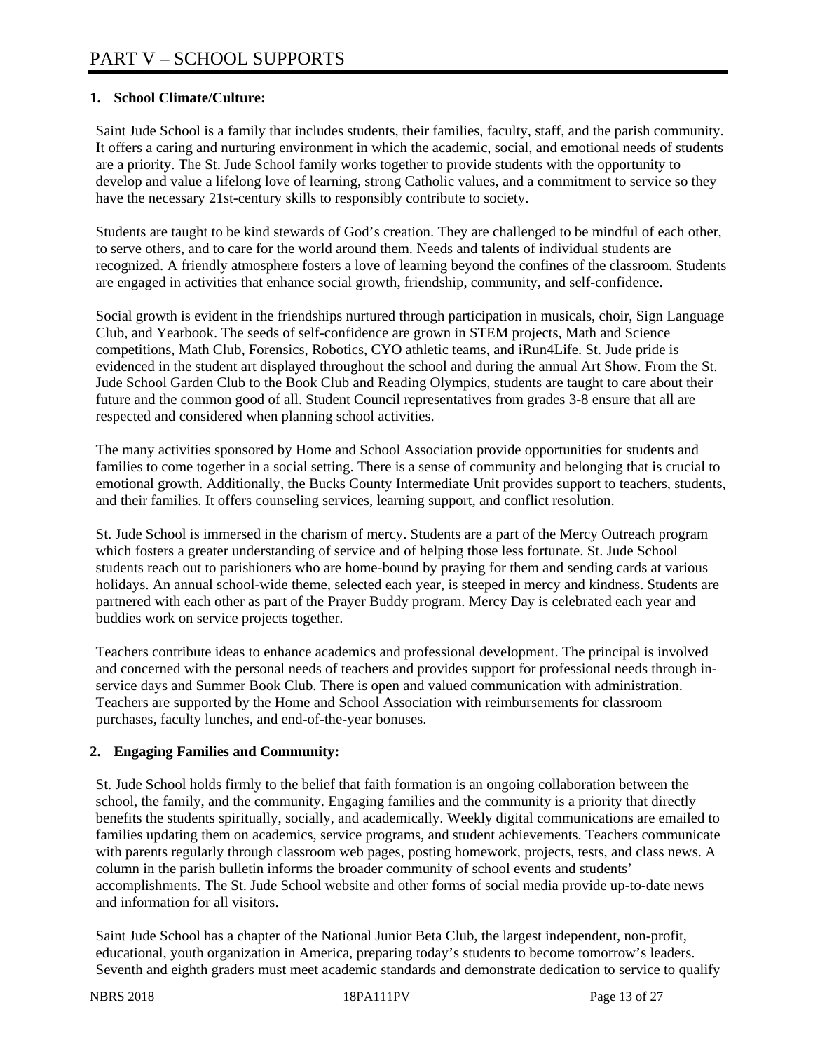# PART V – SCHOOL SUPPORTS

**1. School Climate/Culture:**

Saint Jude School is a family that includes students, their families, faculty, staff, and the parish community. It offers a caring and nurturing environment in which the academic, social, and emotional needs of students are a priority. The St. Jude School family works together to provide students with the opportunity to develop and value a lifelong love of learning, strong Catholic values, and a commitment to service so they have the necessary 21st-century skills to responsibly contribute to society.

Students are taught to be kind stewards of God's creation. They are challenged to be mindful of each other, to serve others, and to care for the world around them. Needs and talents of individual students are recognized. A friendly atmosphere fosters a love of learning beyond the confines of the classroom. Students are engaged in activities that enhance social growth, friendship, community, and self-confidence.

Social growth is evident in the friendships nurtured through participation in musicals, choir, Sign Language Club, and Yearbook. The seeds of self-confidence are grown in STEM projects, Math and Science competitions, Math Club, Forensics, Robotics, CYO athletic teams, and iRun4Life. St. Jude pride is evidenced in the student art displayed throughout the school and during the annual Art Show. From the St. Jude School Garden Club to the Book Club and Reading Olympics, students are taught to care about their future and the common good of all. Student Council representatives from grades 3-8 ensure that all are respected and considered when planning school activities.

The many activities sponsored by Home and School Association provide opportunities for students and families to come together in a social setting. There is a sense of community and belonging that is crucial to emotional growth. Additionally, the Bucks County Intermediate Unit provides support to teachers, students, and their families. It offers counseling services, learning support, and conflict resolution.

St. Jude School is immersed in the charism of mercy. Students are a part of the Mercy Outreach program which fosters a greater understanding of service and of helping those less fortunate. St. Jude School students reach out to parishioners who are home-bound by praying for them and sending cards at various holidays. An annual school-wide theme, selected each year, is steeped in mercy and kindness. Students are partnered with each other as part of the Prayer Buddy program. Mercy Day is celebrated each year and buddies work on service projects together.

Teachers contribute ideas to enhance academics and professional development. The principal is involved and concerned with the personal needs of teachers and provides support for professional needs through in-service days and Summer Book Club. There is open and valued communication with administration. Teachers are supported by the Home and School Association with reimbursements for classroom purchases, faculty lunches, and end-of-the-year bonuses.

**2. Engaging Families and Community:**

St. Jude School holds firmly to the belief that faith formation is an ongoing collaboration between the school, the family, and the community. Engaging families and the community is a priority that directly benefits the students spiritually, socially, and academically. Weekly digital communications are emailed to families updating them on academics, service programs, and student achievements. Teachers communicate with parents regularly through classroom web pages, posting homework, projects, tests, and class news. A column in the parish bulletin informs the broader community of school events and students' accomplishments. The St. Jude School website and other forms of social media provide up-to-date news and information for all visitors.

Saint Jude School has a chapter of the National Junior Beta Club, the largest independent, non-profit, educational, youth organization in America, preparing today's students to become tomorrow's leaders. Seventh and eighth graders must meet academic standards and demonstrate dedication to service to qualify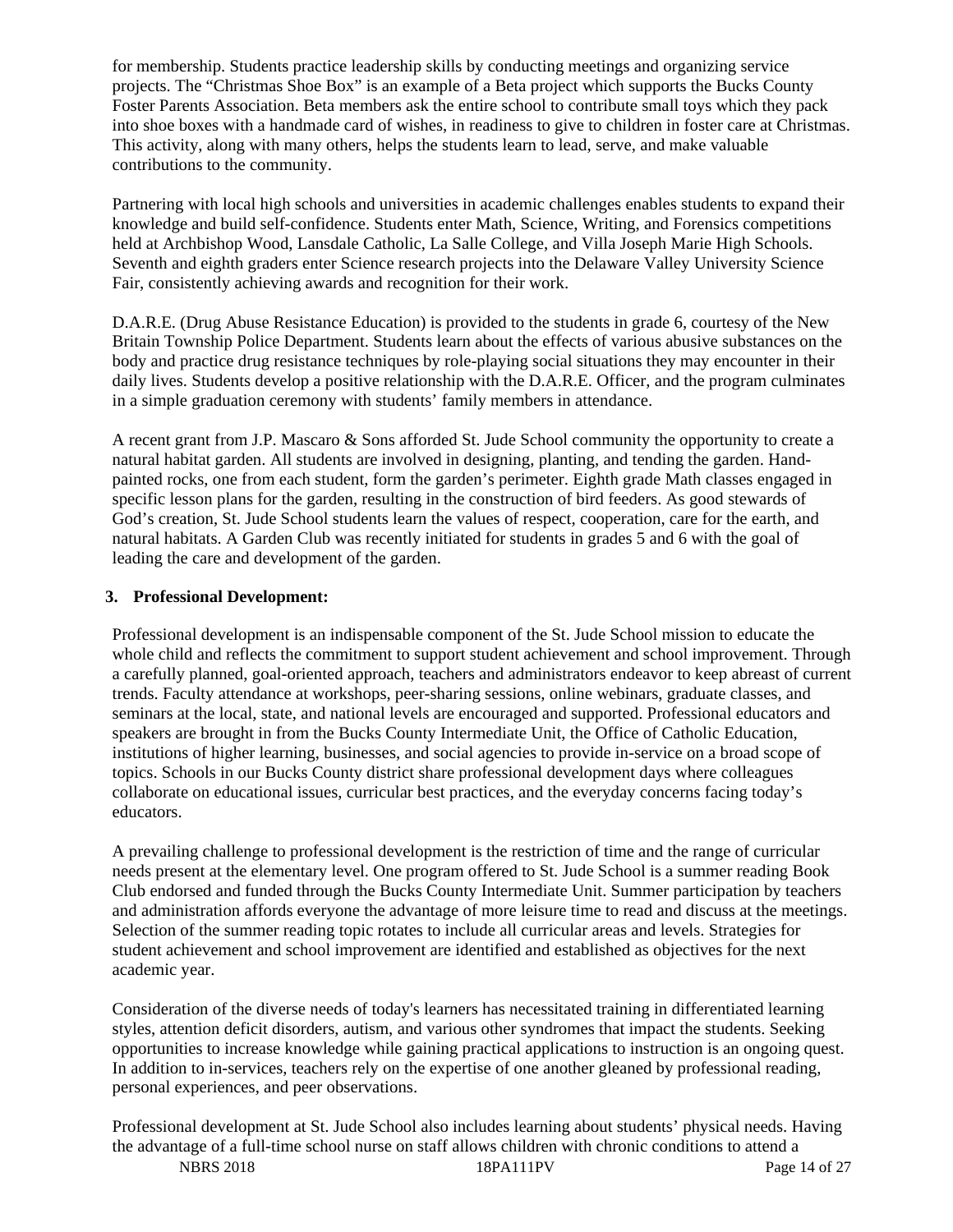for membership. Students practice leadership skills by conducting meetings and organizing service projects. The "Christmas Shoe Box" is an example of a Beta project which supports the Bucks County Foster Parents Association. Beta members ask the entire school to contribute small toys which they pack into shoe boxes with a handmade card of wishes, in readiness to give to children in foster care at Christmas. This activity, along with many others, helps the students learn to lead, serve, and make valuable contributions to the community.

Partnering with local high schools and universities in academic challenges enables students to expand their knowledge and build self-confidence. Students enter Math, Science, Writing, and Forensics competitions held at Archbishop Wood, Lansdale Catholic, La Salle College, and Villa Joseph Marie High Schools. Seventh and eighth graders enter Science research projects into the Delaware Valley University Science Fair, consistently achieving awards and recognition for their work.

D.A.R.E. (Drug Abuse Resistance Education) is provided to the students in grade 6, courtesy of the New Britain Township Police Department. Students learn about the effects of various abusive substances on the body and practice drug resistance techniques by role-playing social situations they may encounter in their daily lives. Students develop a positive relationship with the D.A.R.E. Officer, and the program culminates in a simple graduation ceremony with students' family members in attendance.

A recent grant from J.P. Mascaro & Sons afforded St. Jude School community the opportunity to create a natural habitat garden. All students are involved in designing, planting, and tending the garden. Hand-painted rocks, one from each student, form the garden's perimeter. Eighth grade Math classes engaged in specific lesson plans for the garden, resulting in the construction of bird feeders. As good stewards of God's creation, St. Jude School students learn the values of respect, cooperation, care for the earth, and natural habitats. A Garden Club was recently initiated for students in grades 5 and 6 with the goal of leading the care and development of the garden.

**3. Professional Development:**

Professional development is an indispensable component of the St. Jude School mission to educate the whole child and reflects the commitment to support student achievement and school improvement. Through a carefully planned, goal-oriented approach, teachers and administrators endeavor to keep abreast of current trends. Faculty attendance at workshops, peer-sharing sessions, online webinars, graduate classes, and seminars at the local, state, and national levels are encouraged and supported. Professional educators and speakers are brought in from the Bucks County Intermediate Unit, the Office of Catholic Education, institutions of higher learning, businesses, and social agencies to provide in-service on a broad scope of topics. Schools in our Bucks County district share professional development days where colleagues collaborate on educational issues, curricular best practices, and the everyday concerns facing today's educators.

A prevailing challenge to professional development is the restriction of time and the range of curricular needs present at the elementary level. One program offered to St. Jude School is a summer reading Book Club endorsed and funded through the Bucks County Intermediate Unit. Summer participation by teachers and administration affords everyone the advantage of more leisure time to read and discuss at the meetings. Selection of the summer reading topic rotates to include all curricular areas and levels. Strategies for student achievement and school improvement are identified and established as objectives for the next academic year.

Consideration of the diverse needs of today's learners has necessitated training in differentiated learning styles, attention deficit disorders, autism, and various other syndromes that impact the students. Seeking opportunities to increase knowledge while gaining practical applications to instruction is an ongoing quest. In addition to in-services, teachers rely on the expertise of one another gleaned by professional reading, personal experiences, and peer observations.

Professional development at St. Jude School also includes learning about students' physical needs. Having the advantage of a full-time school nurse on staff allows children with chronic conditions to attend a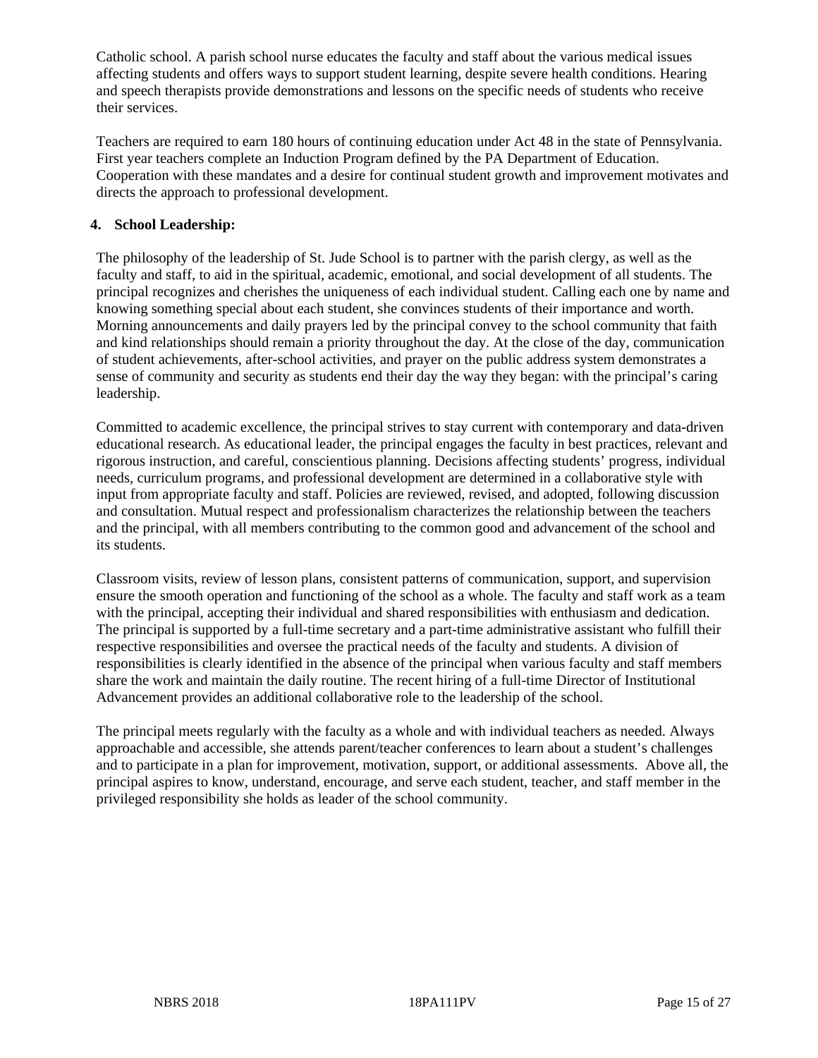Catholic school. A parish school nurse educates the faculty and staff about the various medical issues affecting students and offers ways to support student learning, despite severe health conditions. Hearing and speech therapists provide demonstrations and lessons on the specific needs of students who receive their services.

Teachers are required to earn 180 hours of continuing education under Act 48 in the state of Pennsylvania. First year teachers complete an Induction Program defined by the PA Department of Education. Cooperation with these mandates and a desire for continual student growth and improvement motivates and directs the approach to professional development.

**4. School Leadership:**

The philosophy of the leadership of St. Jude School is to partner with the parish clergy, as well as the faculty and staff, to aid in the spiritual, academic, emotional, and social development of all students. The principal recognizes and cherishes the uniqueness of each individual student. Calling each one by name and knowing something special about each student, she convinces students of their importance and worth. Morning announcements and daily prayers led by the principal convey to the school community that faith and kind relationships should remain a priority throughout the day. At the close of the day, communication of student achievements, after-school activities, and prayer on the public address system demonstrates a sense of community and security as students end their day the way they began: with the principal's caring leadership.

Committed to academic excellence, the principal strives to stay current with contemporary and data-driven educational research. As educational leader, the principal engages the faculty in best practices, relevant and rigorous instruction, and careful, conscientious planning. Decisions affecting students' progress, individual needs, curriculum programs, and professional development are determined in a collaborative style with input from appropriate faculty and staff. Policies are reviewed, revised, and adopted, following discussion and consultation. Mutual respect and professionalism characterizes the relationship between the teachers and the principal, with all members contributing to the common good and advancement of the school and its students.

Classroom visits, review of lesson plans, consistent patterns of communication, support, and supervision ensure the smooth operation and functioning of the school as a whole. The faculty and staff work as a team with the principal, accepting their individual and shared responsibilities with enthusiasm and dedication. The principal is supported by a full-time secretary and a part-time administrative assistant who fulfill their respective responsibilities and oversee the practical needs of the faculty and students. A division of responsibilities is clearly identified in the absence of the principal when various faculty and staff members share the work and maintain the daily routine. The recent hiring of a full-time Director of Institutional Advancement provides an additional collaborative role to the leadership of the school.

The principal meets regularly with the faculty as a whole and with individual teachers as needed. Always approachable and accessible, she attends parent/teacher conferences to learn about a student's challenges and to participate in a plan for improvement, motivation, support, or additional assessments. Above all, the principal aspires to know, understand, encourage, and serve each student, teacher, and staff member in the privileged responsibility she holds as leader of the school community.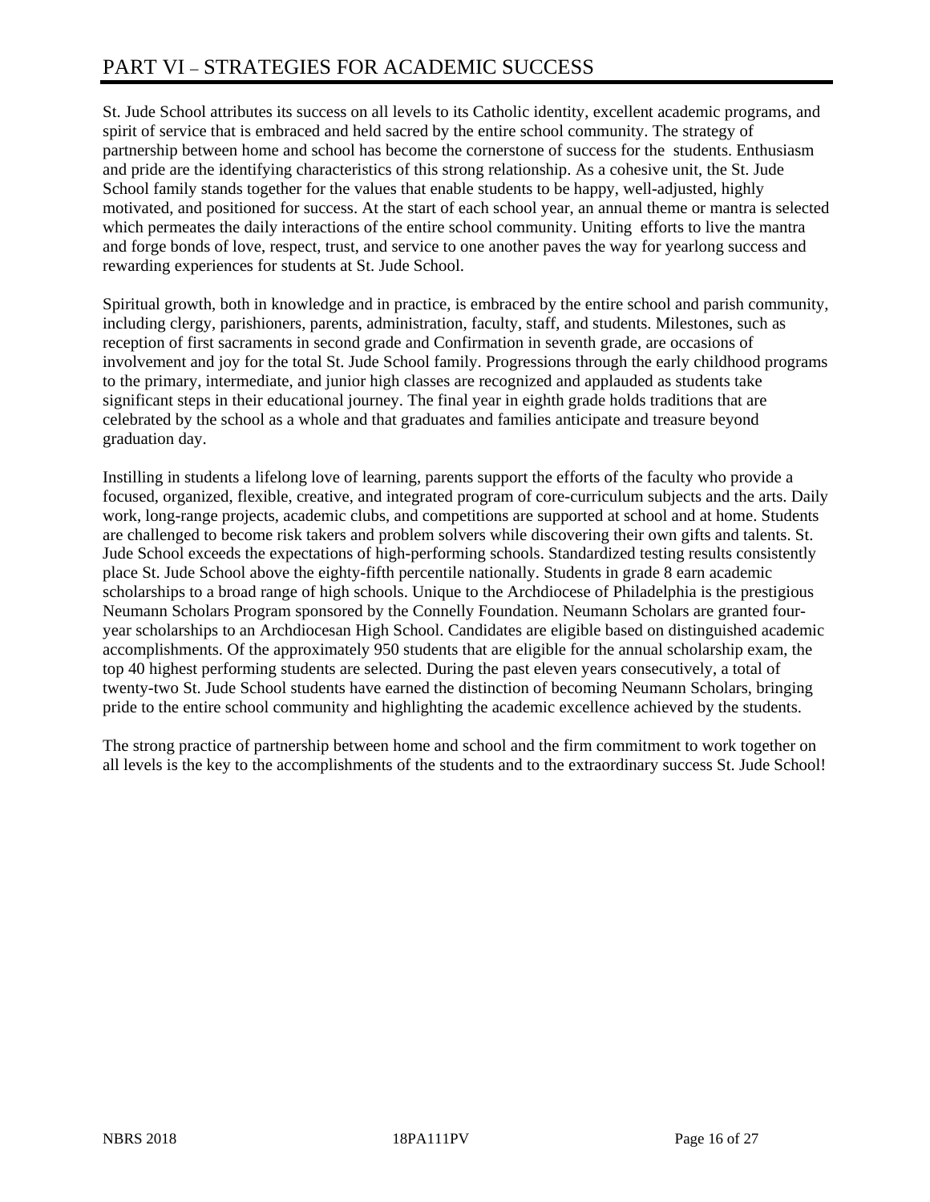# PART VI – STRATEGIES FOR ACADEMIC SUCCESS

St. Jude School attributes its success on all levels to its Catholic identity, excellent academic programs, and spirit of service that is embraced and held sacred by the entire school community. The strategy of partnership between home and school has become the cornerstone of success for the students. Enthusiasm and pride are the identifying characteristics of this strong relationship. As a cohesive unit, the St. Jude School family stands together for the values that enable students to be happy, well-adjusted, highly motivated, and positioned for success. At the start of each school year, an annual theme or mantra is selected which permeates the daily interactions of the entire school community. Uniting efforts to live the mantra and forge bonds of love, respect, trust, and service to one another paves the way for yearlong success and rewarding experiences for students at St. Jude School.

Spiritual growth, both in knowledge and in practice, is embraced by the entire school and parish community, including clergy, parishioners, parents, administration, faculty, staff, and students. Milestones, such as reception of first sacraments in second grade and Confirmation in seventh grade, are occasions of involvement and joy for the total St. Jude School family. Progressions through the early childhood programs to the primary, intermediate, and junior high classes are recognized and applauded as students take significant steps in their educational journey. The final year in eighth grade holds traditions that are celebrated by the school as a whole and that graduates and families anticipate and treasure beyond graduation day.

Instilling in students a lifelong love of learning, parents support the efforts of the faculty who provide a focused, organized, flexible, creative, and integrated program of core-curriculum subjects and the arts. Daily work, long-range projects, academic clubs, and competitions are supported at school and at home. Students are challenged to become risk takers and problem solvers while discovering their own gifts and talents. St. Jude School exceeds the expectations of high-performing schools. Standardized testing results consistently place St. Jude School above the eighty-fifth percentile nationally. Students in grade 8 earn academic scholarships to a broad range of high schools. Unique to the Archdiocese of Philadelphia is the prestigious Neumann Scholars Program sponsored by the Connelly Foundation. Neumann Scholars are granted four-year scholarships to an Archdiocesan High School. Candidates are eligible based on distinguished academic accomplishments. Of the approximately 950 students that are eligible for the annual scholarship exam, the top 40 highest performing students are selected. During the past eleven years consecutively, a total of twenty-two St. Jude School students have earned the distinction of becoming Neumann Scholars, bringing pride to the entire school community and highlighting the academic excellence achieved by the students.

The strong practice of partnership between home and school and the firm commitment to work together on all levels is the key to the accomplishments of the students and to the extraordinary success St. Jude School!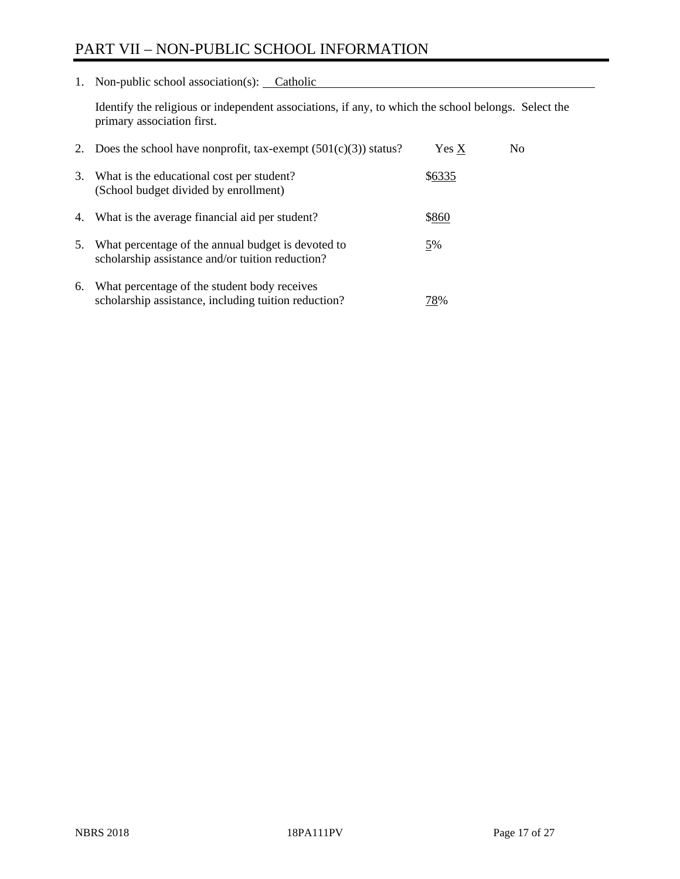# PART VII – NON-PUBLIC SCHOOL INFORMATION

1. Non-public school association(s): Catholic

   Identify the religious or independent associations, if any, to which the school belongs. Select the primary association first.

2. Does the school have nonprofit, tax-exempt (501(c)(3)) status? Yes X No

3. What is the educational cost per student? (School budget divided by enrollment) $6335

4. What is the average financial aid per student? $860

5. What percentage of the annual budget is devoted to scholarship assistance and/or tuition reduction? 5%

6. What percentage of the student body receives scholarship assistance, including tuition reduction? 78%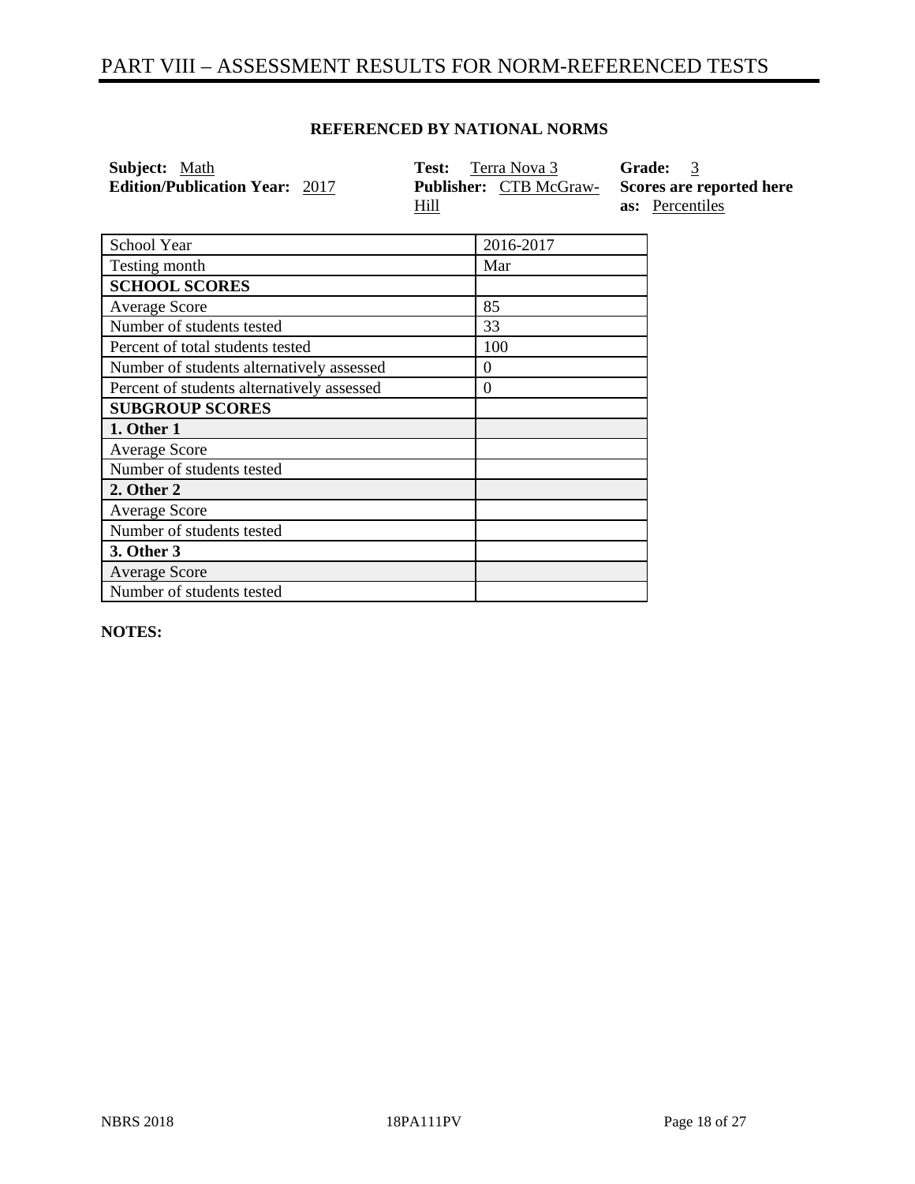# PART VIII – ASSESSMENT RESULTS FOR NORM-REFERENCED TESTS

**REFERENCED BY NATIONAL NORMS**

**Subject:** Math
**Edition/Publication Year:** 2017
**Test:** Terra Nova 3
**Publisher:** CTB McGraw-Hill
**Grade:** 3
**Scores are reported here as:** Percentiles

| | |
|---|---|
| School Year | 2016-2017 |
| Testing month | Mar |
| **SCHOOL SCORES** | |
| Average Score | 85 |
| Number of students tested | 33 |
| Percent of total students tested | 100 |
| Number of students alternatively assessed | 0 |
| Percent of students alternatively assessed | 0 |
| **SUBGROUP SCORES** | |
| **1. Other 1** | |
| Average Score | |
| Number of students tested | |
| **2. Other 2** | |
| Average Score | |
| Number of students tested | |
| **3. Other 3** | |
| Average Score | |
| Number of students tested | |

**NOTES:**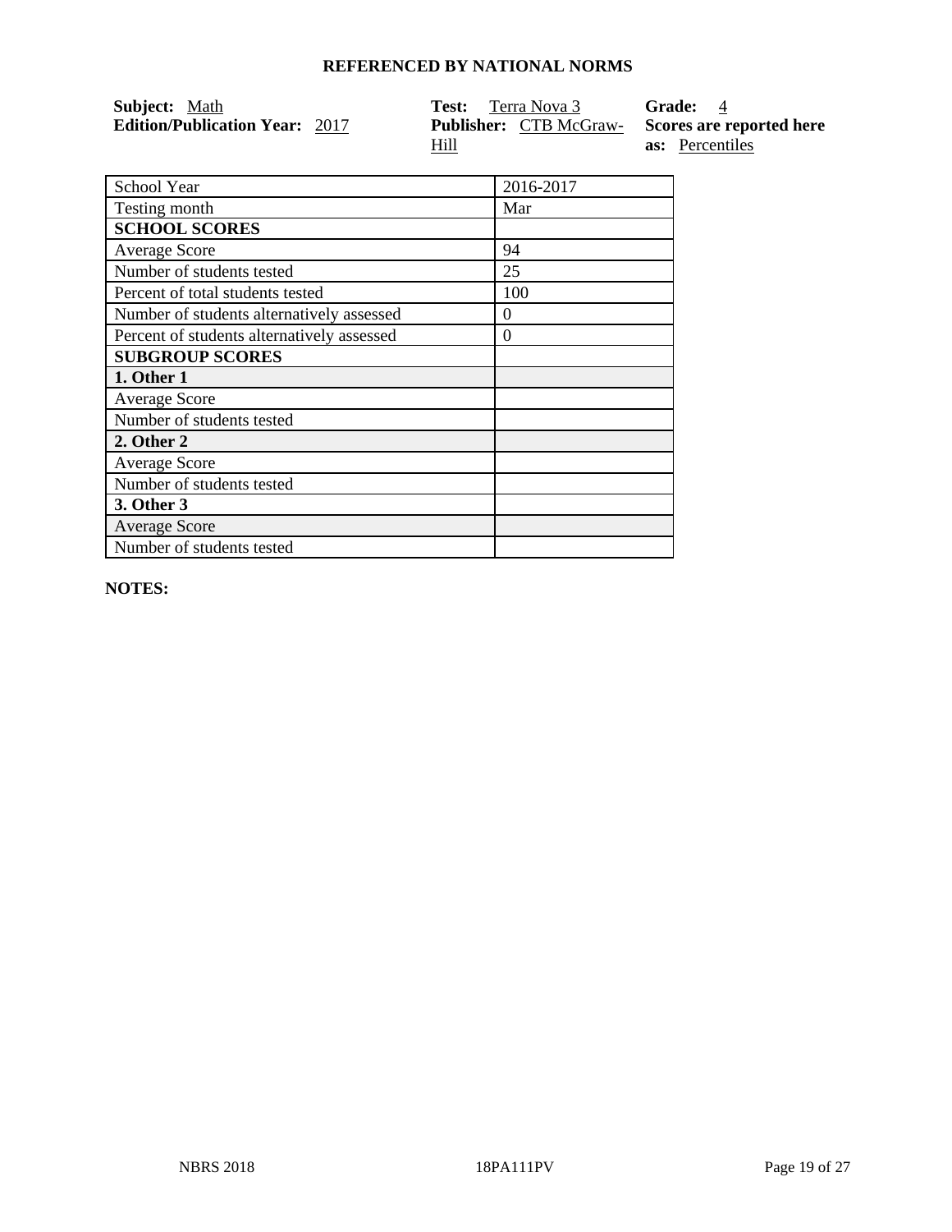**REFERENCED BY NATIONAL NORMS**

**Subject:** Math
**Edition/Publication Year:** 2017

**Test:** Terra Nova 3
**Publisher:** CTB McGraw-Hill

**Grade:** 4
**Scores are reported here as:** Percentiles

| | |
|---|---|
| School Year | 2016-2017 |
| Testing month | Mar |
| **SCHOOL SCORES** | |
| Average Score | 94 |
| Number of students tested | 25 |
| Percent of total students tested | 100 |
| Number of students alternatively assessed | 0 |
| Percent of students alternatively assessed | 0 |
| **SUBGROUP SCORES** | |
| **1. Other 1** | |
| Average Score | |
| Number of students tested | |
| **2. Other 2** | |
| Average Score | |
| Number of students tested | |
| **3. Other 3** | |
| Average Score | |
| Number of students tested | |

**NOTES:**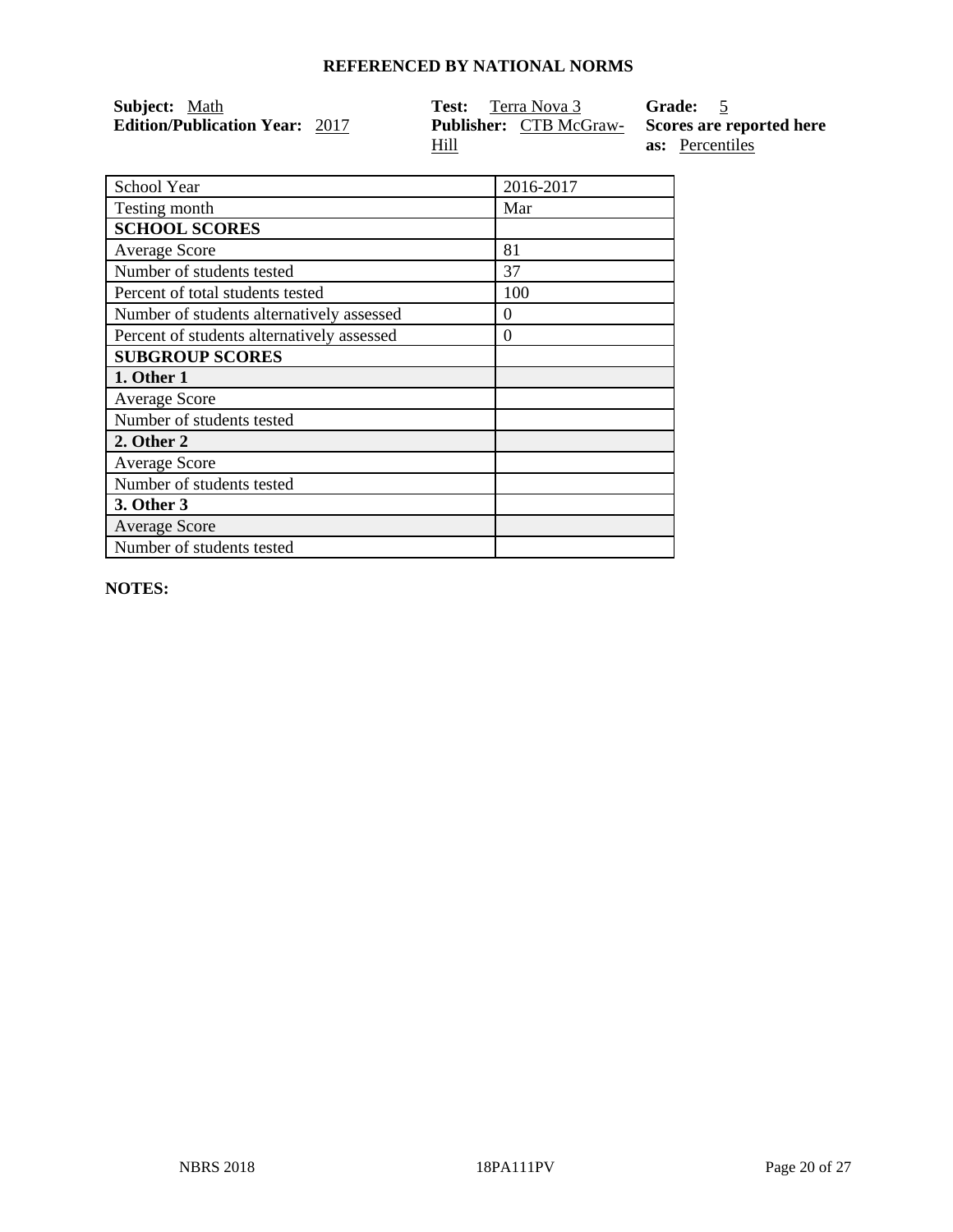## REFERENCED BY NATIONAL NORMS

**Subject:** Math
**Edition/Publication Year:** 2017

**Test:** Terra Nova 3
**Publisher:** CTB McGraw-Hill

**Grade:** 5
**Scores are reported here as:** Percentiles

| | |
|---|---|
| School Year | 2016-2017 |
| Testing month | Mar |
| **SCHOOL SCORES** | |
| Average Score | 81 |
| Number of students tested | 37 |
| Percent of total students tested | 100 |
| Number of students alternatively assessed | 0 |
| Percent of students alternatively assessed | 0 |
| **SUBGROUP SCORES** | |
| **1. Other 1** | |
| Average Score | |
| Number of students tested | |
| **2. Other 2** | |
| Average Score | |
| Number of students tested | |
| **3. Other 3** | |
| Average Score | |
| Number of students tested | |

**NOTES:**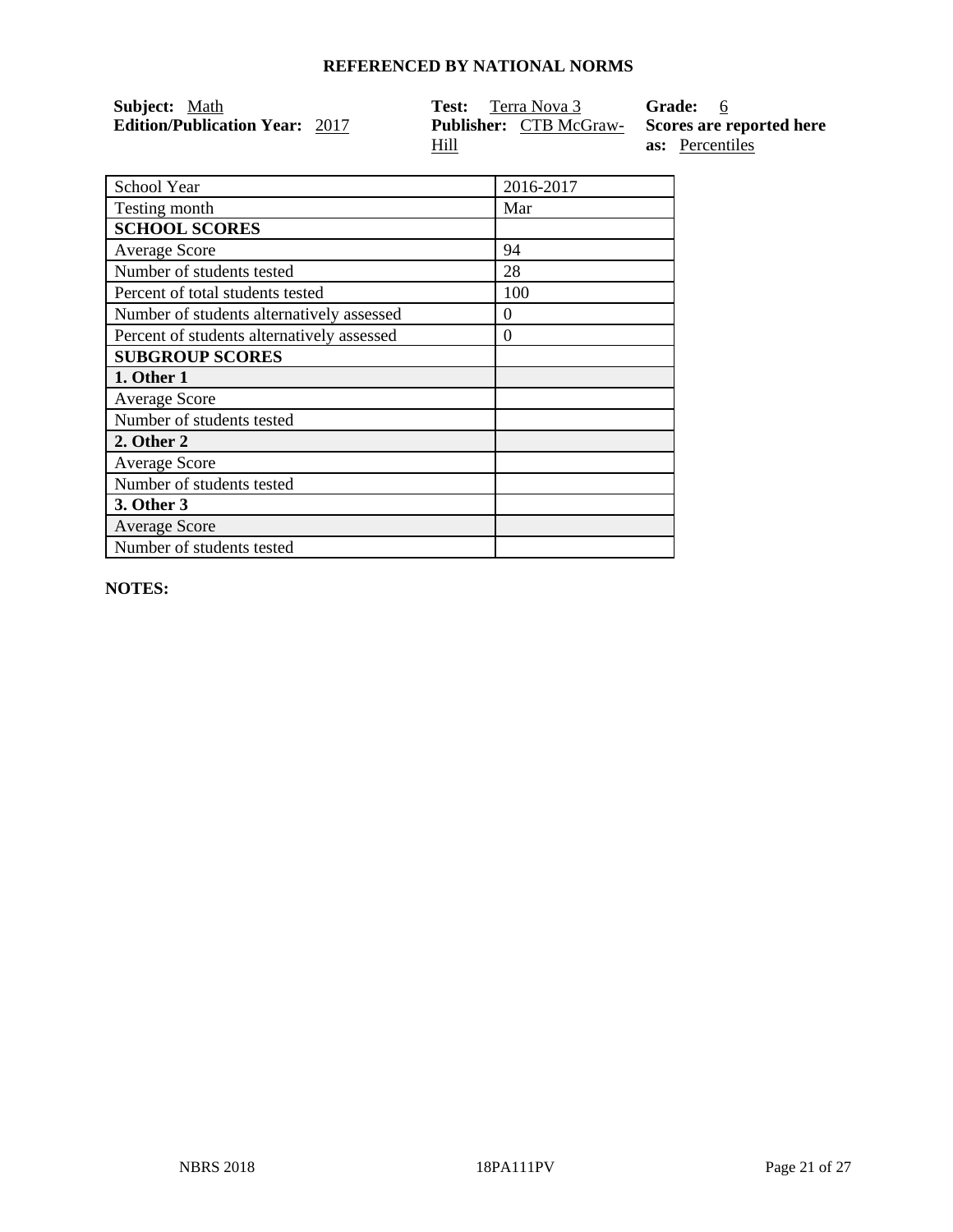**REFERENCED BY NATIONAL NORMS**

**Subject:** Math
**Edition/Publication Year:** 2017
**Test:** Terra Nova 3
**Publisher:** CTB McGraw-Hill
**Grade:** 6
**Scores are reported here as:** Percentiles

| | |
|---|---|
| School Year | 2016-2017 |
| Testing month | Mar |
| **SCHOOL SCORES** | |
| Average Score | 94 |
| Number of students tested | 28 |
| Percent of total students tested | 100 |
| Number of students alternatively assessed | 0 |
| Percent of students alternatively assessed | 0 |
| **SUBGROUP SCORES** | |
| **1. Other 1** | |
| Average Score | |
| Number of students tested | |
| **2. Other 2** | |
| Average Score | |
| Number of students tested | |
| **3. Other 3** | |
| Average Score | |
| Number of students tested | |

**NOTES:**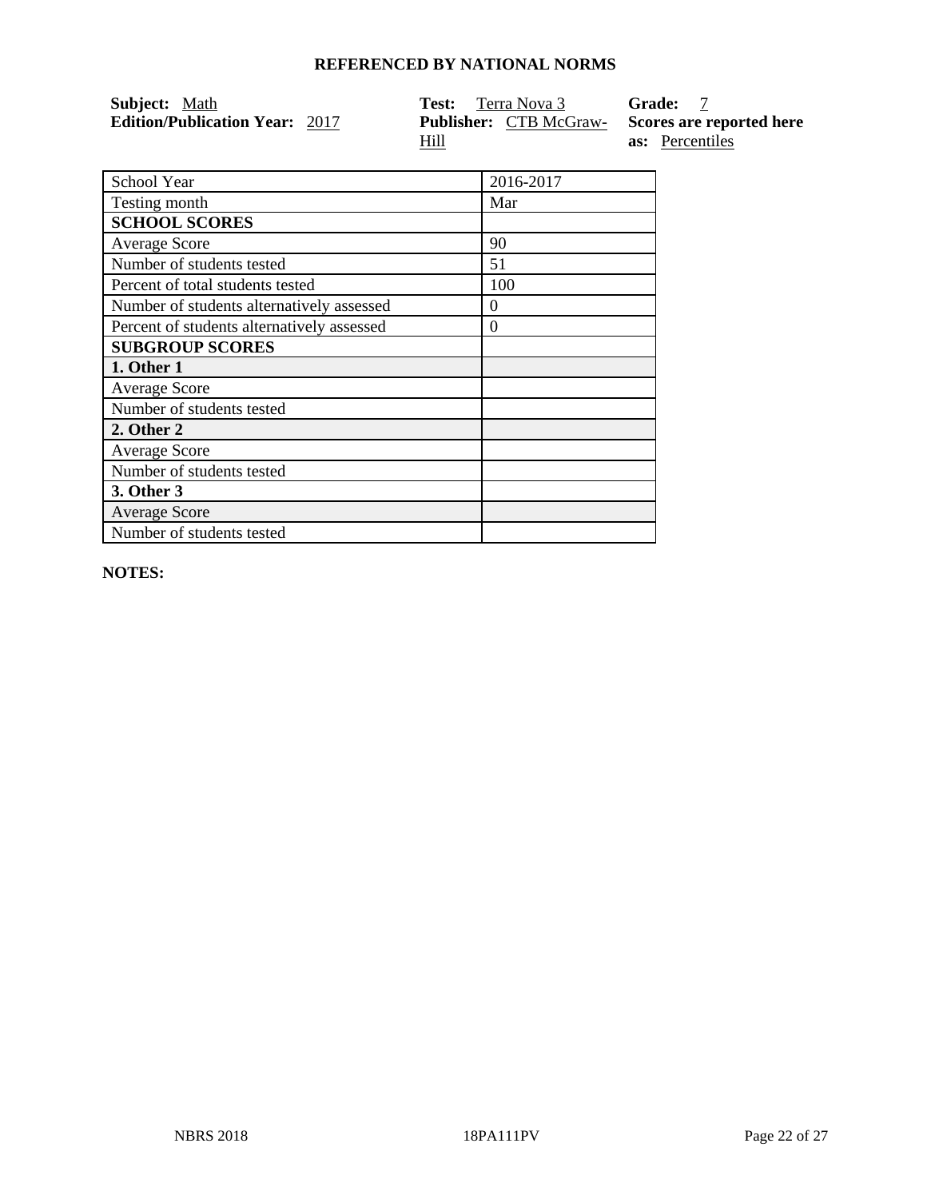**REFERENCED BY NATIONAL NORMS**

**Subject:** Math
**Edition/Publication Year:** 2017

**Test:** Terra Nova 3
**Publisher:** CTB McGraw-Hill

**Grade:** 7
**Scores are reported here as:** Percentiles

| | |
|---|---|
| School Year | 2016-2017 |
| Testing month | Mar |
| **SCHOOL SCORES** | |
| Average Score | 90 |
| Number of students tested | 51 |
| Percent of total students tested | 100 |
| Number of students alternatively assessed | 0 |
| Percent of students alternatively assessed | 0 |
| **SUBGROUP SCORES** | |
| **1. Other 1** | |
| Average Score | |
| Number of students tested | |
| **2. Other 2** | |
| Average Score | |
| Number of students tested | |
| **3. Other 3** | |
| Average Score | |
| Number of students tested | |

**NOTES:**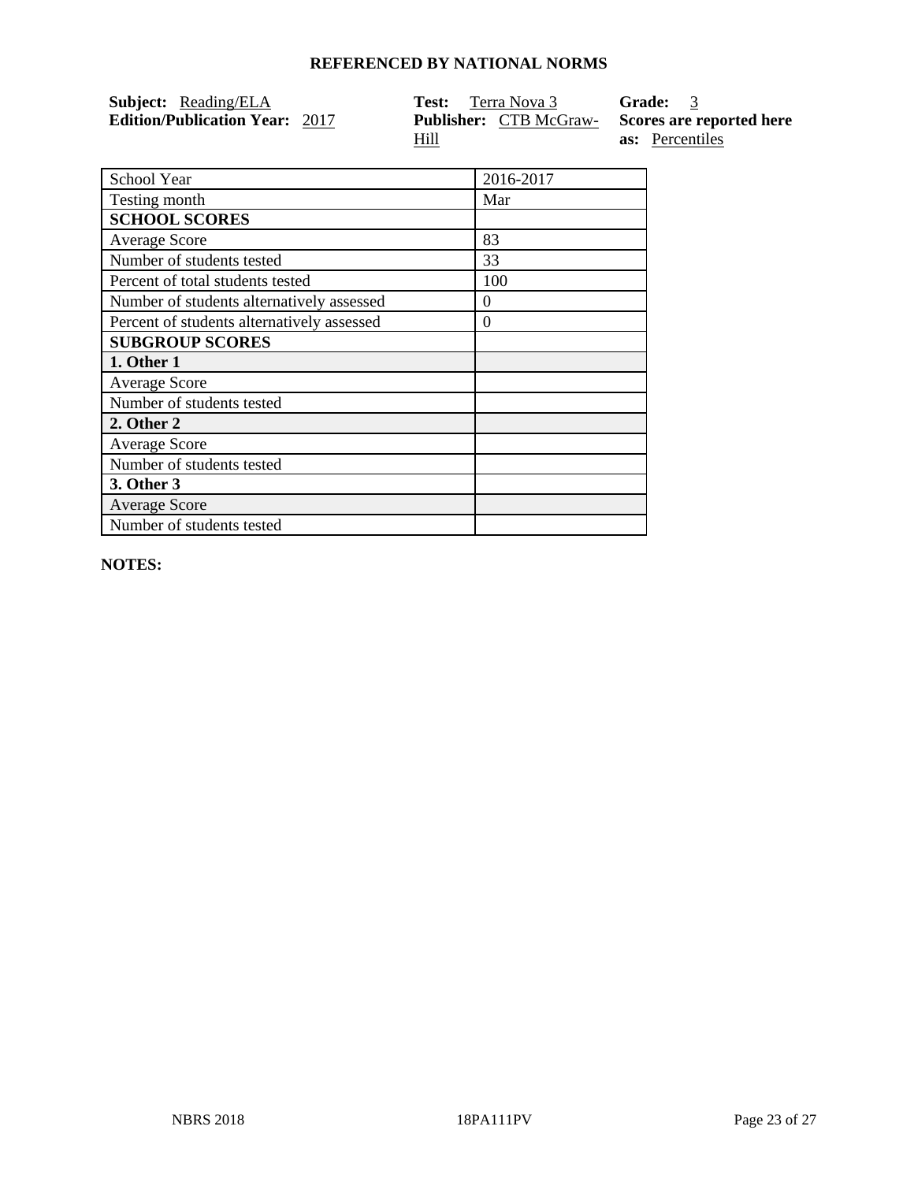**REFERENCED BY NATIONAL NORMS**

**Subject:** Reading/ELA
**Edition/Publication Year:** 2017

**Test:** Terra Nova 3
**Publisher:** CTB McGraw-Hill

**Grade:** 3
**Scores are reported here as:** Percentiles

| | |
|---|---|
| School Year | 2016-2017 |
| Testing month | Mar |
| **SCHOOL SCORES** | |
| Average Score | 83 |
| Number of students tested | 33 |
| Percent of total students tested | 100 |
| Number of students alternatively assessed | 0 |
| Percent of students alternatively assessed | 0 |
| **SUBGROUP SCORES** | |
| **1. Other 1** | |
| Average Score | |
| Number of students tested | |
| **2. Other 2** | |
| Average Score | |
| Number of students tested | |
| **3. Other 3** | |
| Average Score | |
| Number of students tested | |

**NOTES:**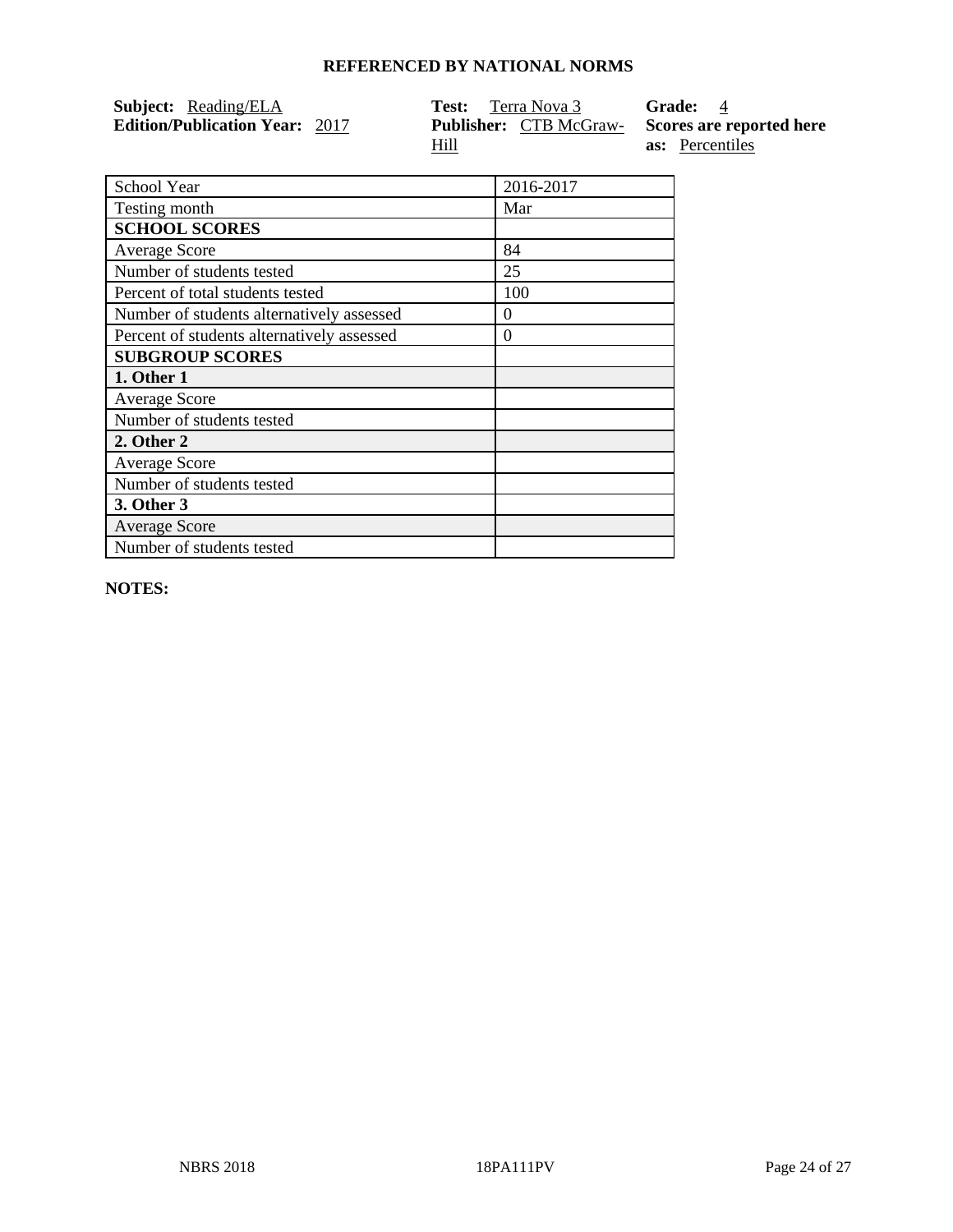**REFERENCED BY NATIONAL NORMS**

**Subject:** Reading/ELA
**Edition/Publication Year:** 2017

**Test:** Terra Nova 3
**Publisher:** CTB McGraw-Hill

**Grade:** 4
**Scores are reported here as:** Percentiles

| | |
|---|---|
| School Year | 2016-2017 |
| Testing month | Mar |
| **SCHOOL SCORES** | |
| Average Score | 84 |
| Number of students tested | 25 |
| Percent of total students tested | 100 |
| Number of students alternatively assessed | 0 |
| Percent of students alternatively assessed | 0 |
| **SUBGROUP SCORES** | |
| **1. Other 1** | |
| Average Score | |
| Number of students tested | |
| **2. Other 2** | |
| Average Score | |
| Number of students tested | |
| **3. Other 3** | |
| Average Score | |
| Number of students tested | |

**NOTES:**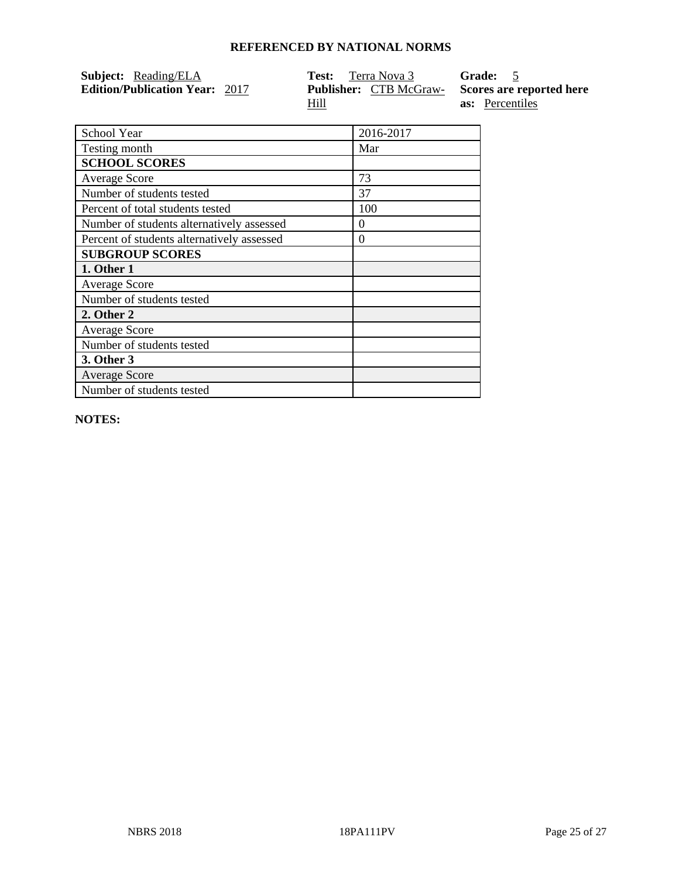**REFERENCED BY NATIONAL NORMS**

**Subject:** Reading/ELA
**Edition/Publication Year:** 2017
**Test:** Terra Nova 3
**Publisher:** CTB McGraw-Hill
**Grade:** 5
**Scores are reported here as:** Percentiles

| | |
|---|---|
| School Year | 2016-2017 |
| Testing month | Mar |
| **SCHOOL SCORES** | |
| Average Score | 73 |
| Number of students tested | 37 |
| Percent of total students tested | 100 |
| Number of students alternatively assessed | 0 |
| Percent of students alternatively assessed | 0 |
| **SUBGROUP SCORES** | |
| **1. Other 1** | |
| Average Score | |
| Number of students tested | |
| **2. Other 2** | |
| Average Score | |
| Number of students tested | |
| **3. Other 3** | |
| Average Score | |
| Number of students tested | |

**NOTES:**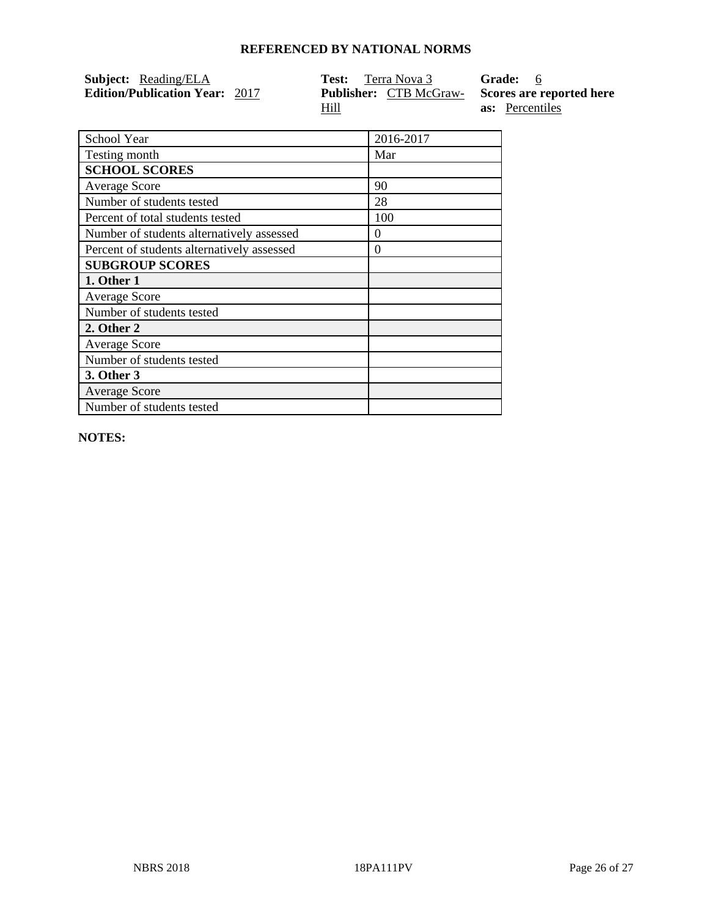**REFERENCED BY NATIONAL NORMS**

**Subject:** Reading/ELA
**Edition/Publication Year:** 2017

**Test:** Terra Nova 3
**Publisher:** CTB McGraw-Hill

**Grade:** 6
**Scores are reported here as:** Percentiles

| | |
|---|---|
| School Year | 2016-2017 |
| Testing month | Mar |
| **SCHOOL SCORES** | |
| Average Score | 90 |
| Number of students tested | 28 |
| Percent of total students tested | 100 |
| Number of students alternatively assessed | 0 |
| Percent of students alternatively assessed | 0 |
| **SUBGROUP SCORES** | |
| **1. Other 1** | |
| Average Score | |
| Number of students tested | |
| **2. Other 2** | |
| Average Score | |
| Number of students tested | |
| **3. Other 3** | |
| Average Score | |
| Number of students tested | |

**NOTES:**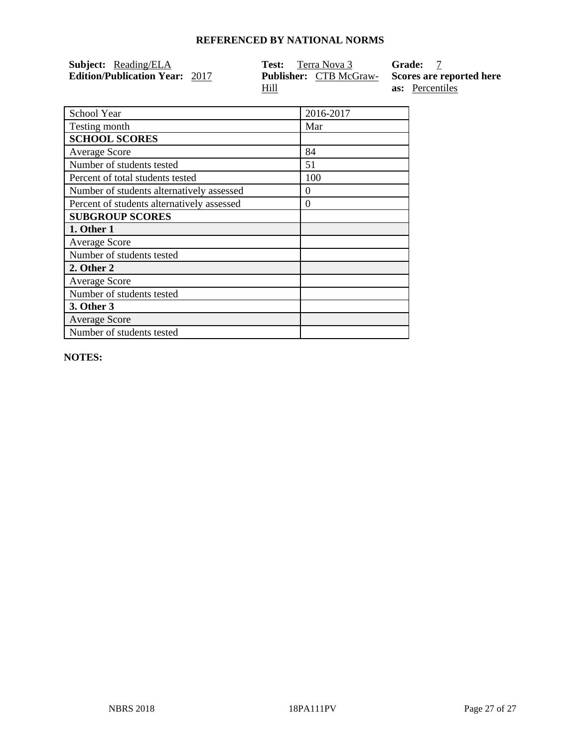**REFERENCED BY NATIONAL NORMS**

**Subject:** Reading/ELA
**Edition/Publication Year:** 2017
**Test:** Terra Nova 3
**Publisher:** CTB McGraw-Hill
**Grade:** 7
**Scores are reported here as:** Percentiles

| | |
|---|---|
| School Year | 2016-2017 |
| Testing month | Mar |
| **SCHOOL SCORES** | |
| Average Score | 84 |
| Number of students tested | 51 |
| Percent of total students tested | 100 |
| Number of students alternatively assessed | 0 |
| Percent of students alternatively assessed | 0 |
| **SUBGROUP SCORES** | |
| **1. Other 1** | |
| Average Score | |
| Number of students tested | |
| **2. Other 2** | |
| Average Score | |
| Number of students tested | |
| **3. Other 3** | |
| Average Score | |
| Number of students tested | |

**NOTES:**